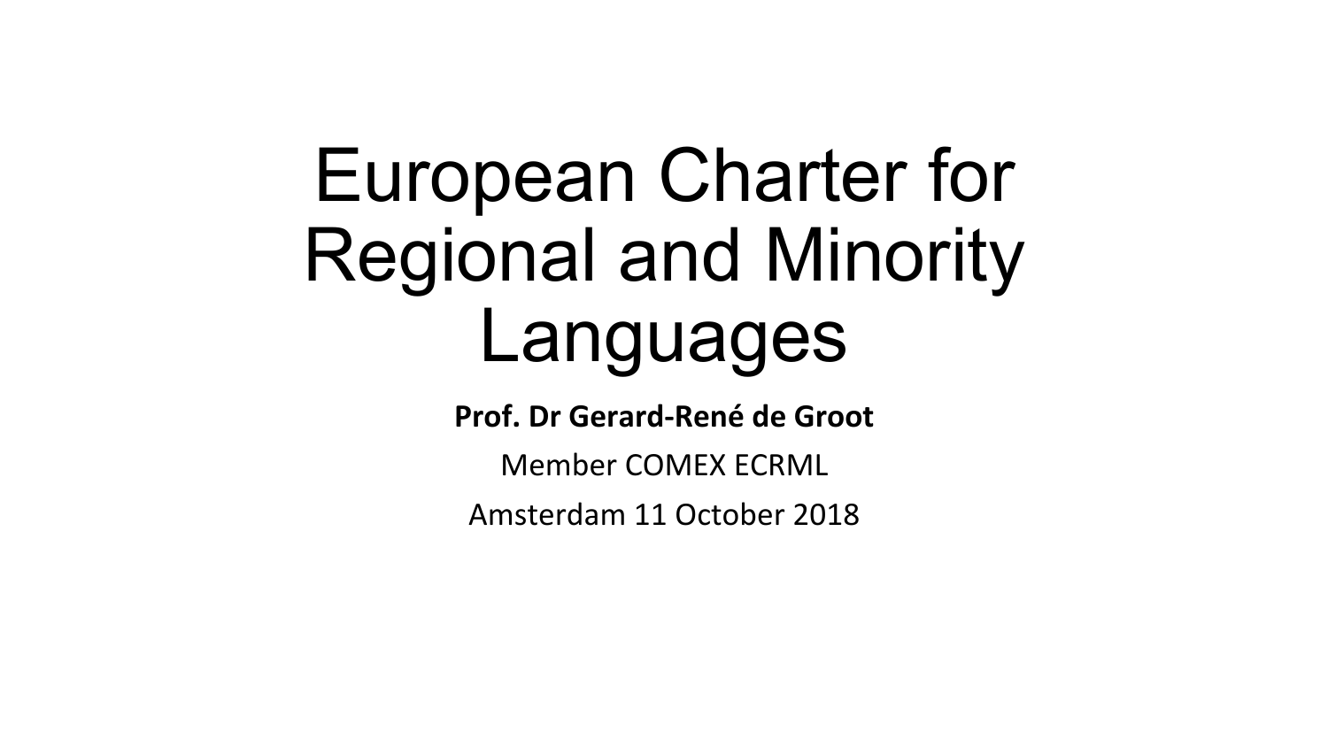# European Charter for Regional and Minority Languages

**Prof. Dr Gerard-René de Groot**

Member COMEX ECRML

Amsterdam 11 October 2018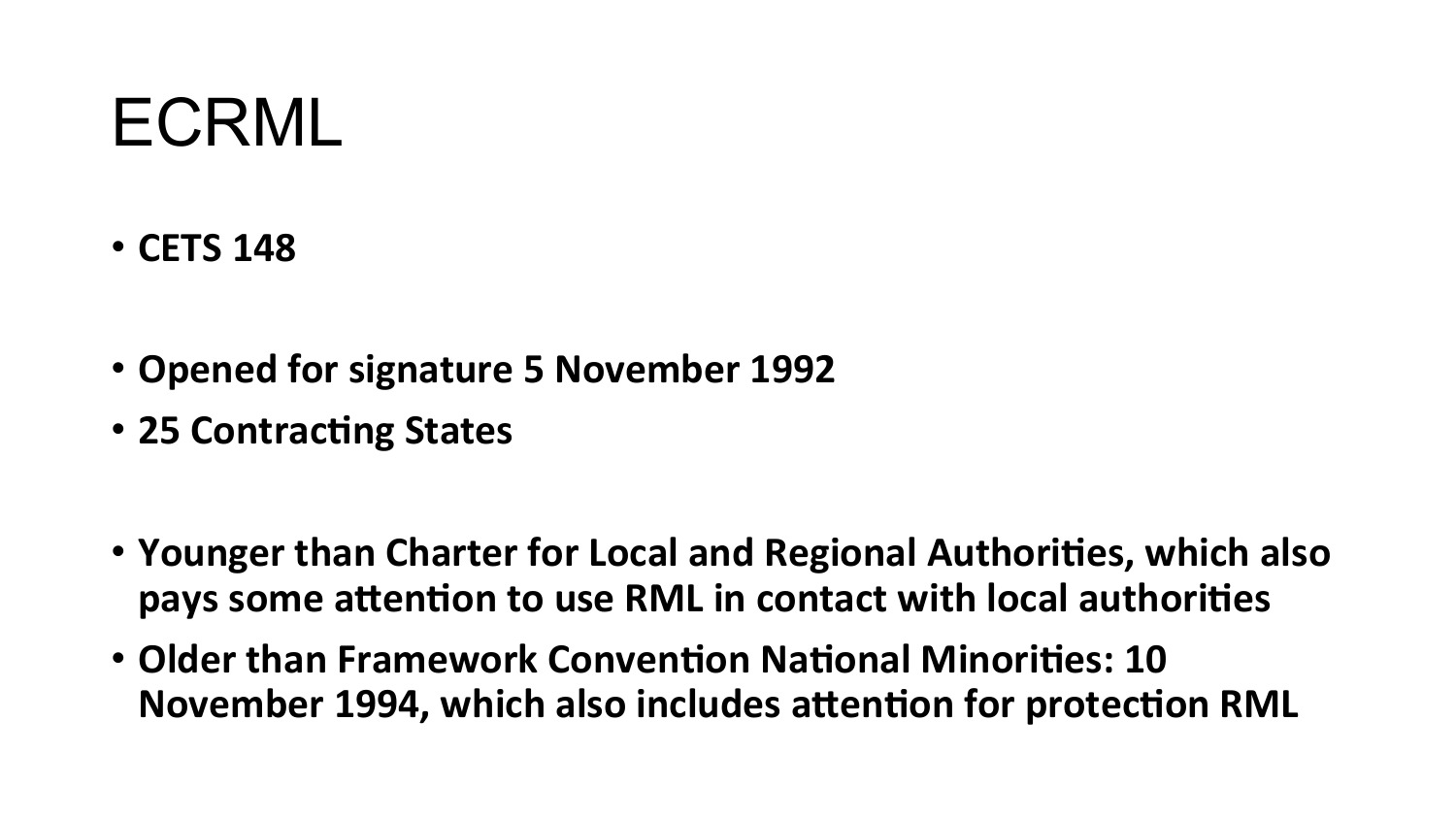# ECRML

- **CETS 148**

- **Opened for signature 5 November 1992**
- **25 Contracting States**

- **Younger than Charter for Local and Regional Authorities, which also pays some attention to use RML in contact with local authorities**
- **Older than Framework Convention National Minorities: 10 November 1994, which also includes attention for protection RML**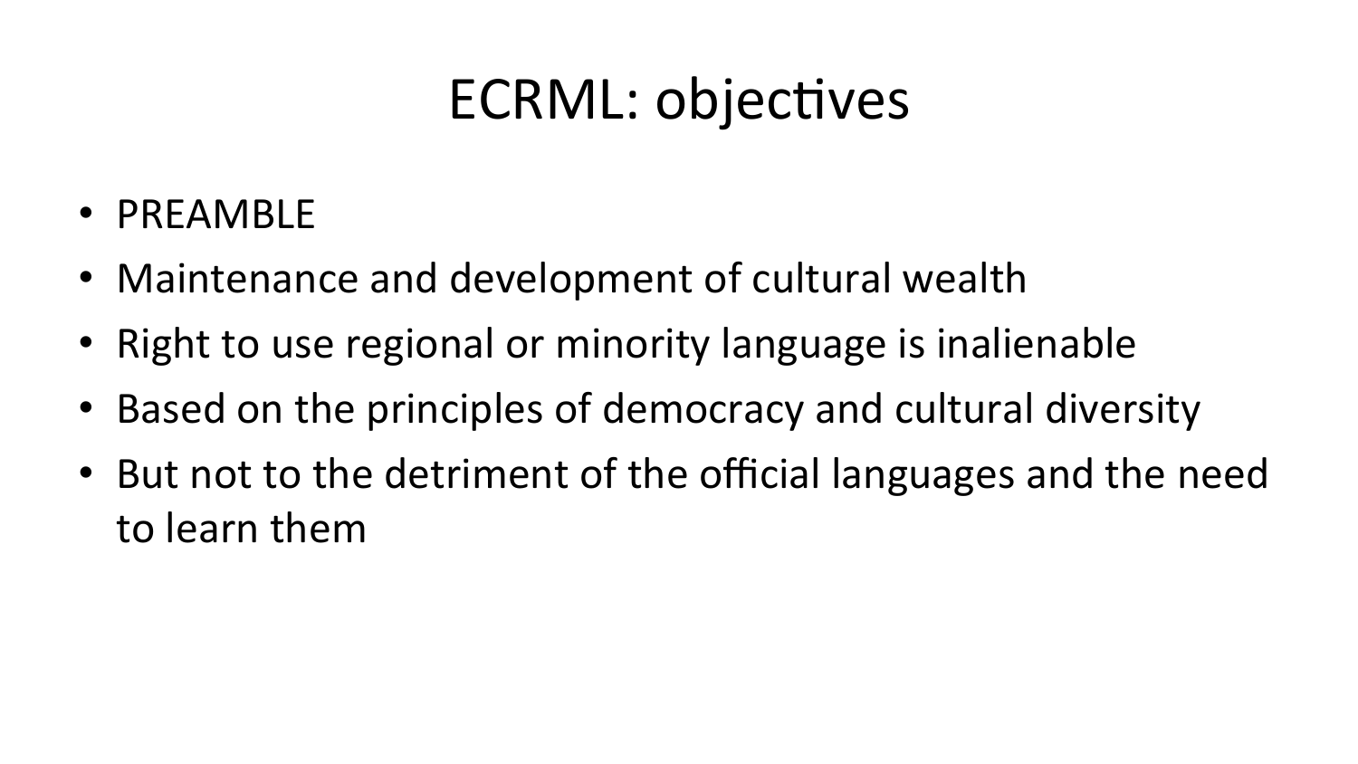# ECRML: objectives

- PREAMBLE
- Maintenance and development of cultural wealth
- Right to use regional or minority language is inalienable
- Based on the principles of democracy and cultural diversity
- But not to the detriment of the official languages and the need to learn them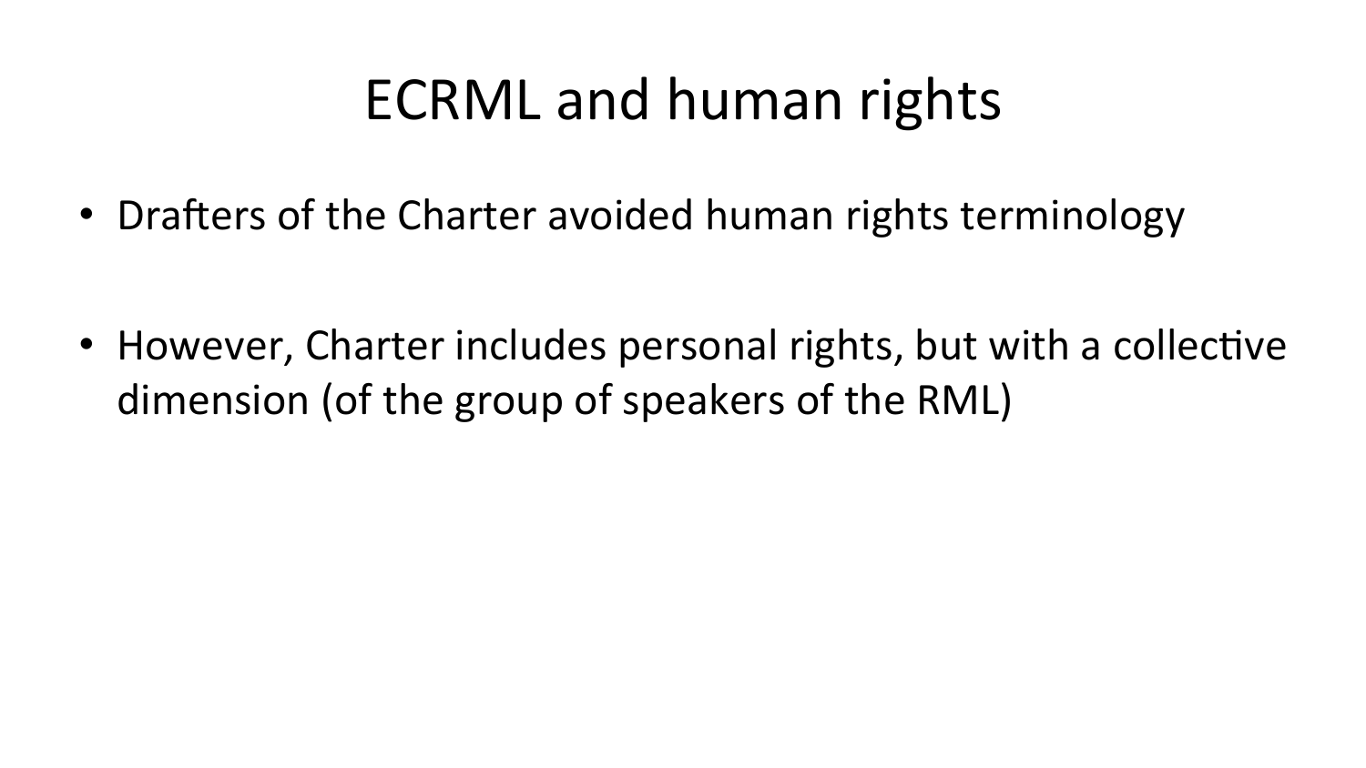# ECRML and human rights

- Drafters of the Charter avoided human rights terminology

- However, Charter includes personal rights, but with a collective dimension (of the group of speakers of the RML)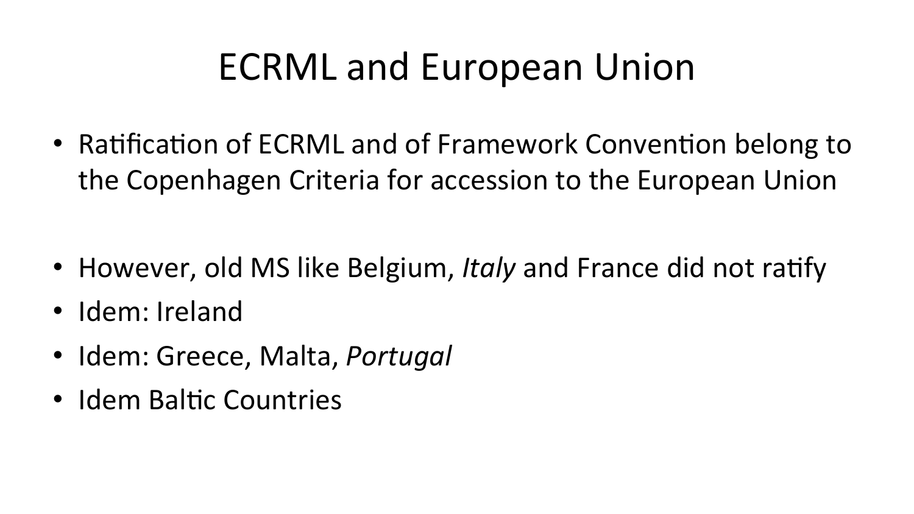# ECRML and European Union

- Ratification of ECRML and of Framework Convention belong to the Copenhagen Criteria for accession to the European Union

- However, old MS like Belgium, *Italy* and France did not ratify
- Idem: Ireland
- Idem: Greece, Malta, *Portugal*
- Idem Baltic Countries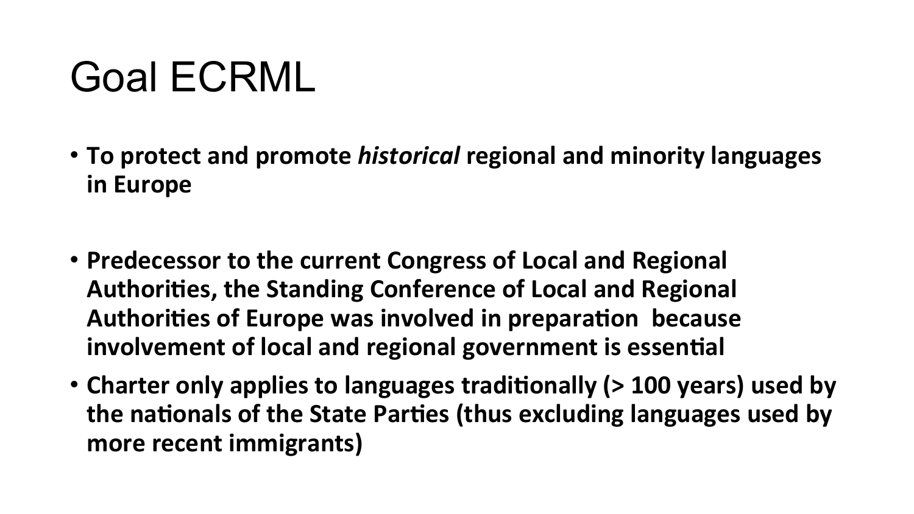# Goal ECRML

- **To protect and promote *historical* regional and minority languages in Europe**

- **Predecessor to the current Congress of Local and Regional Authorities, the Standing Conference of Local and Regional Authorities of Europe was involved in preparation because involvement of local and regional government is essential**
- **Charter only applies to languages traditionally (> 100 years) used by the nationals of the State Parties (thus excluding languages used by more recent immigrants)**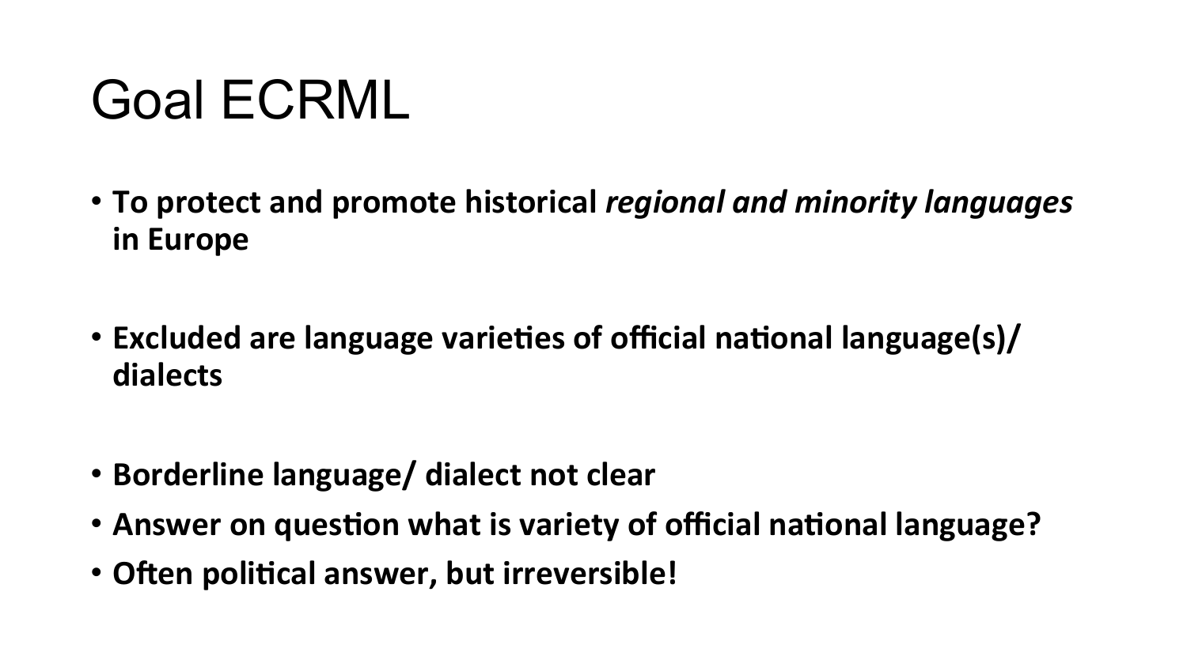# Goal ECRML

- **To protect and promote historical *regional and minority languages* in Europe**

- **Excluded are language varieties of official national language(s)/ dialects**

- **Borderline language/ dialect not clear**
- **Answer on question what is variety of official national language?**
- **Often political answer, but irreversible!**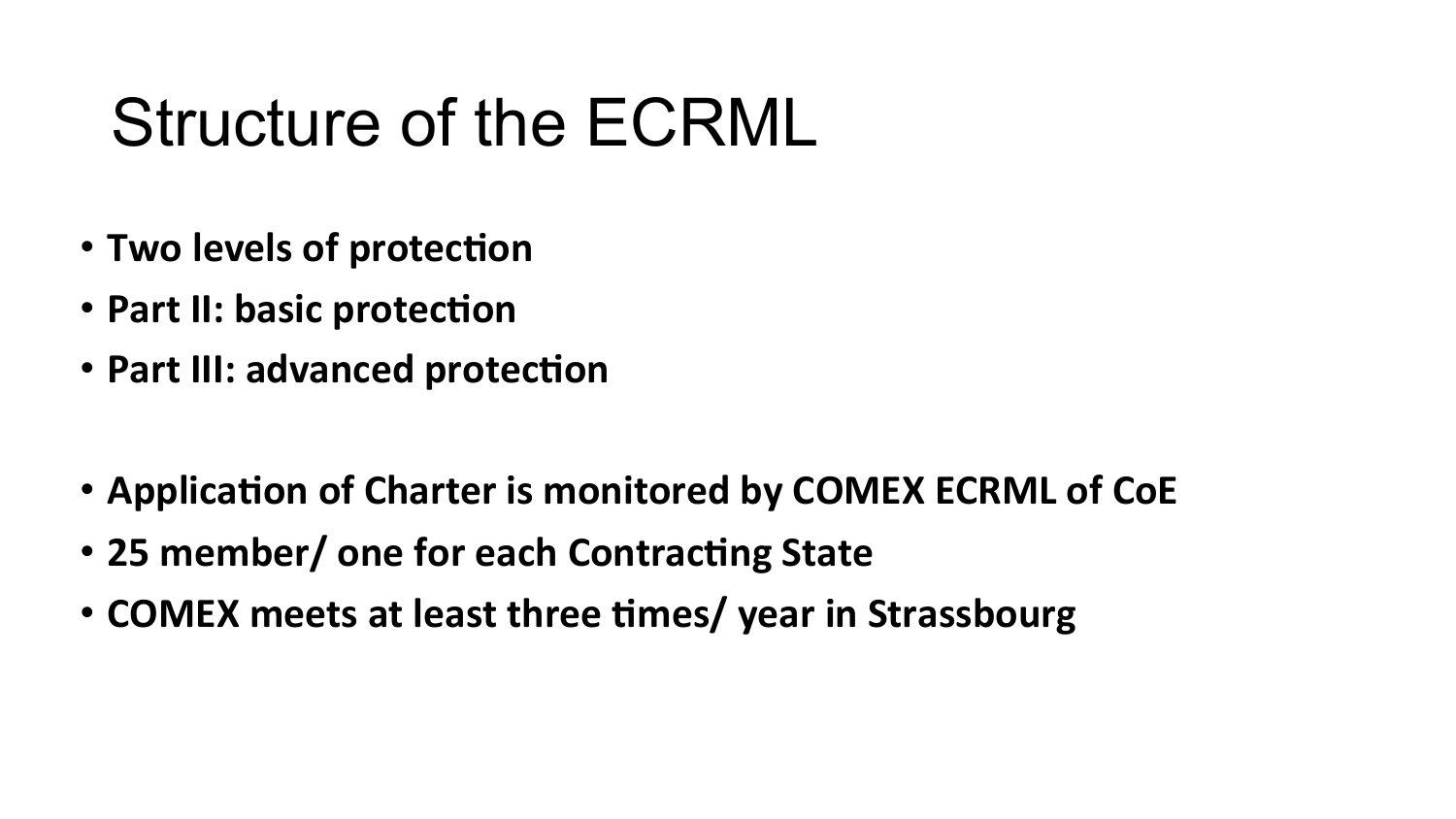# Structure of the ECRML

- **Two levels of protection**
- **Part II: basic protection**
- **Part III: advanced protection**

- **Application of Charter is monitored by COMEX ECRML of CoE**
- **25 member/ one for each Contracting State**
- **COMEX meets at least three times/ year in Strassbourg**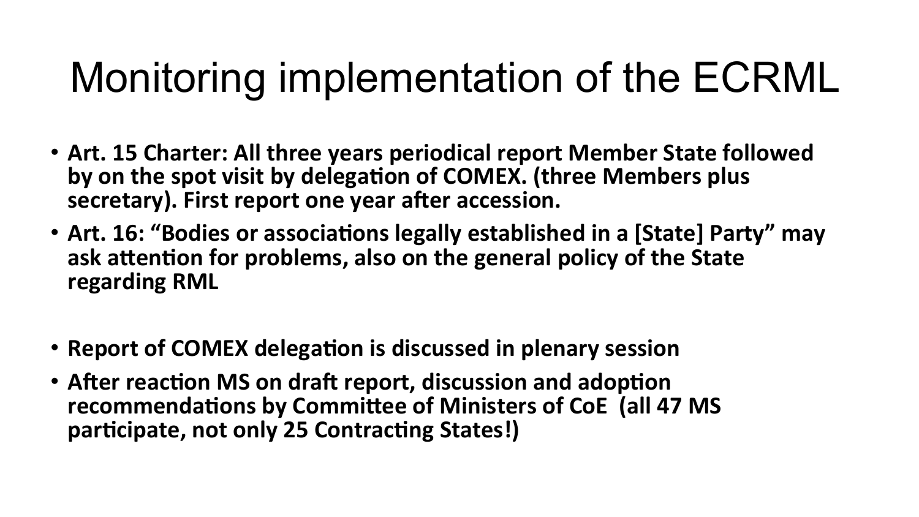# Monitoring implementation of the ECRML

- **Art. 15 Charter: All three years periodical report Member State followed by on the spot visit by delegation of COMEX. (three Members plus secretary). First report one year after accession.**
- **Art. 16: "Bodies or associations legally established in a [State] Party" may ask attention for problems, also on the general policy of the State regarding RML**

- **Report of COMEX delegation is discussed in plenary session**
- **After reaction MS on draft report, discussion and adoption recommendations by Committee of Ministers of CoE (all 47 MS participate, not only 25 Contracting States!)**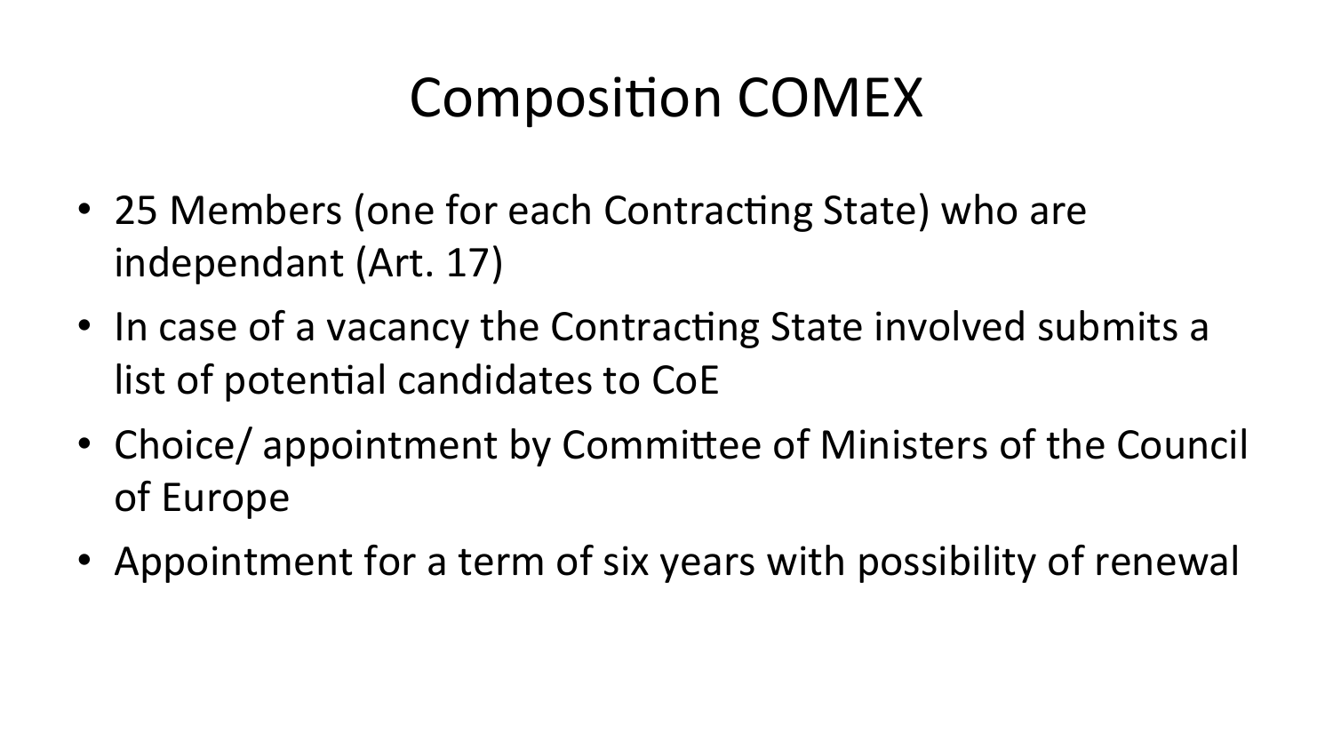# Composition COMEX

- 25 Members (one for each Contracting State) who are independant (Art. 17)
- In case of a vacancy the Contracting State involved submits a list of potential candidates to CoE
- Choice/ appointment by Committee of Ministers of the Council of Europe
- Appointment for a term of six years with possibility of renewal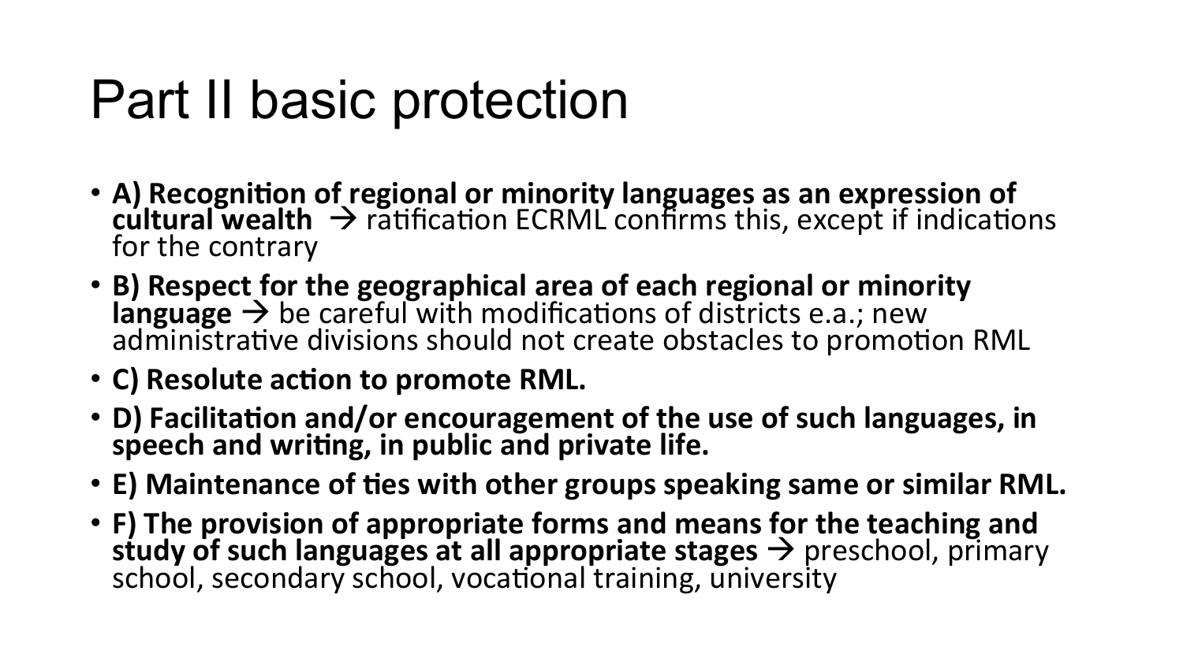# Part II basic protection

- **A) Recognition of regional or minority languages as an expression of cultural wealth** → ratification ECRML confirms this, except if indications for the contrary
- **B) Respect for the geographical area of each regional or minority language** → be careful with modifications of districts e.a.; new administrative divisions should not create obstacles to promotion RML
- **C) Resolute action to promote RML.**
- **D) Facilitation and/or encouragement of the use of such languages, in speech and writing, in public and private life.**
- **E) Maintenance of ties with other groups speaking same or similar RML.**
- **F) The provision of appropriate forms and means for the teaching and study of such languages at all appropriate stages** → preschool, primary school, secondary school, vocational training, university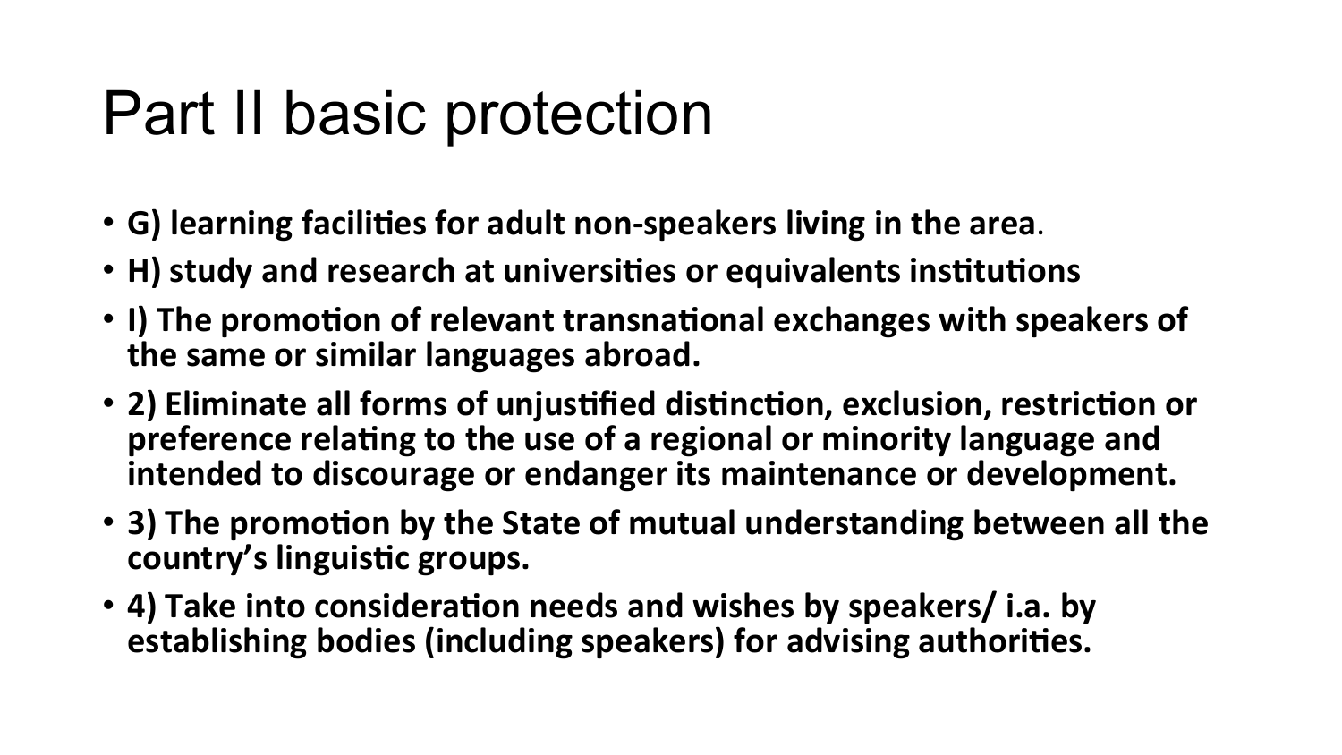# Part II basic protection

- **G) learning facilities for adult non-speakers living in the area**.
- **H) study and research at universities or equivalents institutions**
- **I) The promotion of relevant transnational exchanges with speakers of the same or similar languages abroad.**
- **2) Eliminate all forms of unjustified distinction, exclusion, restriction or preference relating to the use of a regional or minority language and intended to discourage or endanger its maintenance or development.**
- **3) The promotion by the State of mutual understanding between all the country's linguistic groups.**
- **4) Take into consideration needs and wishes by speakers/ i.a. by establishing bodies (including speakers) for advising authorities.**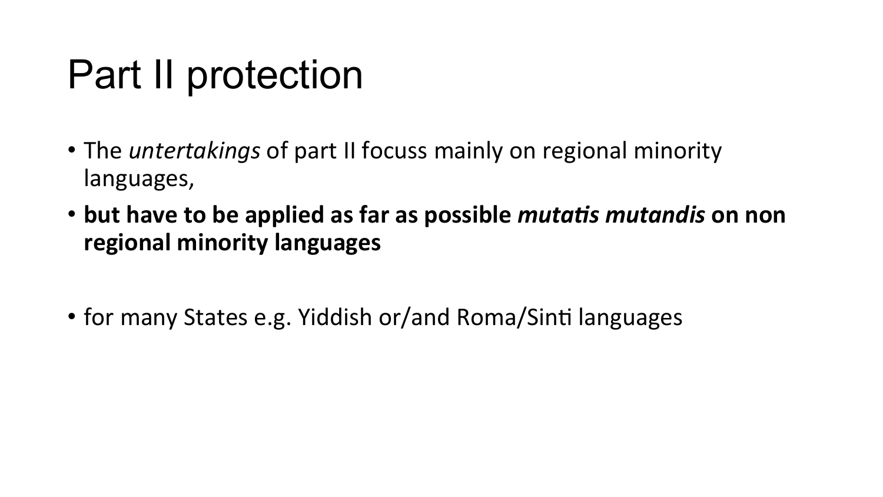# Part II protection

- The *untertakings* of part II focuss mainly on regional minority languages,
- **but have to be applied as far as possible *mutatis mutandis* on non regional minority languages**

- for many States e.g. Yiddish or/and Roma/Sinti languages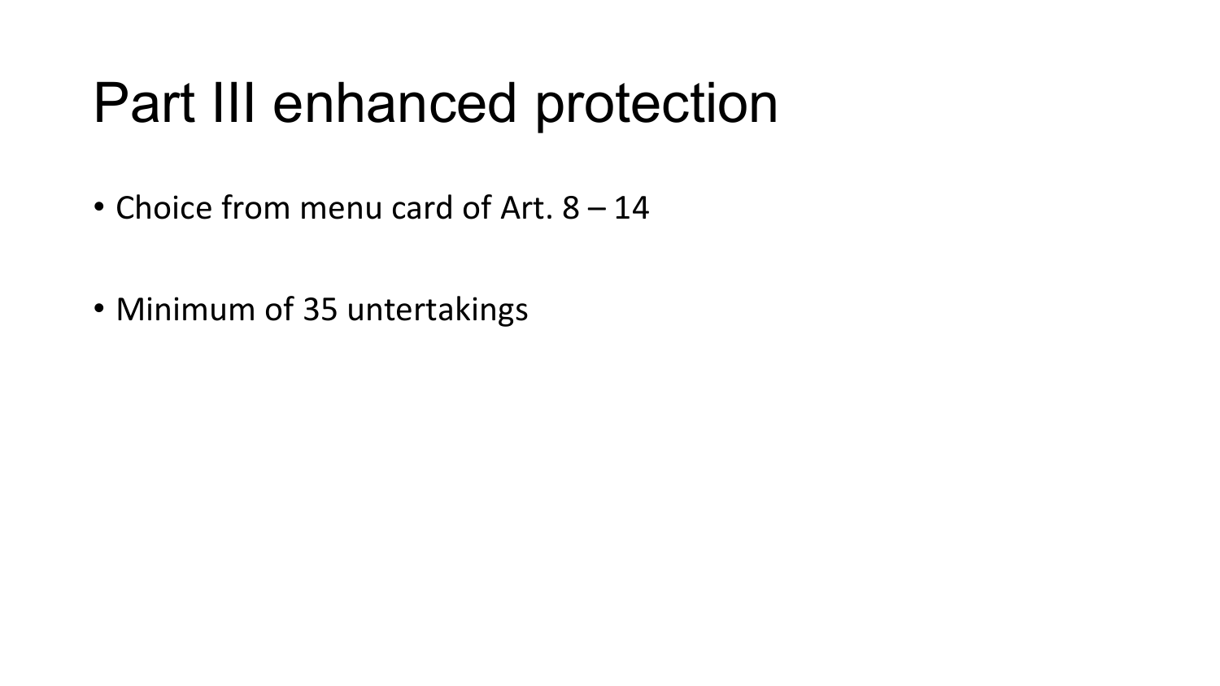# Part III enhanced protection

- Choice from menu card of Art. 8 – 14

- Minimum of 35 untertakings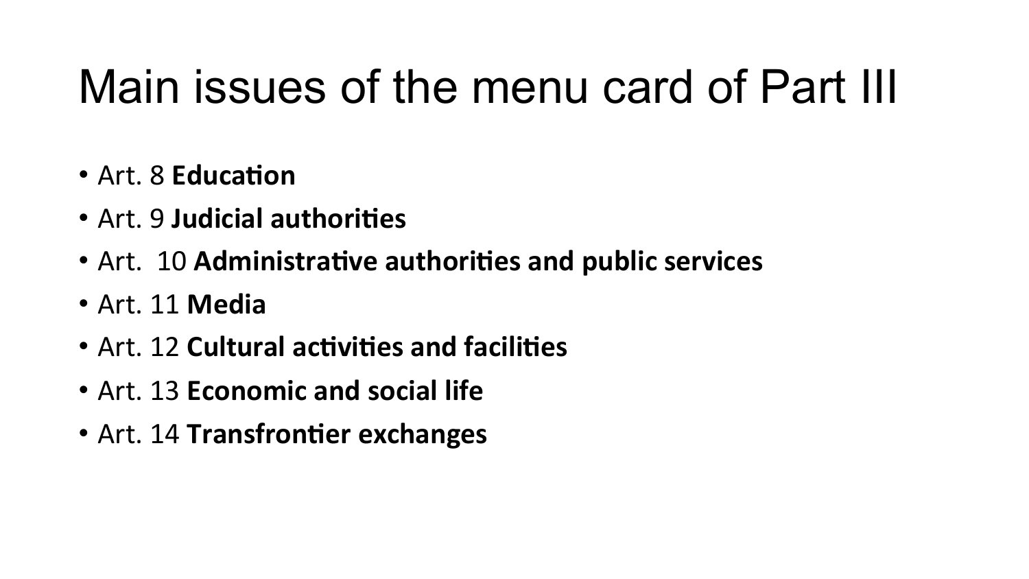# Main issues of the menu card of Part III

- Art. 8 **Education**
- Art. 9 **Judicial authorities**
- Art. 10 **Administrative authorities and public services**
- Art. 11 **Media**
- Art. 12 **Cultural activities and facilities**
- Art. 13 **Economic and social life**
- Art. 14 **Transfrontier exchanges**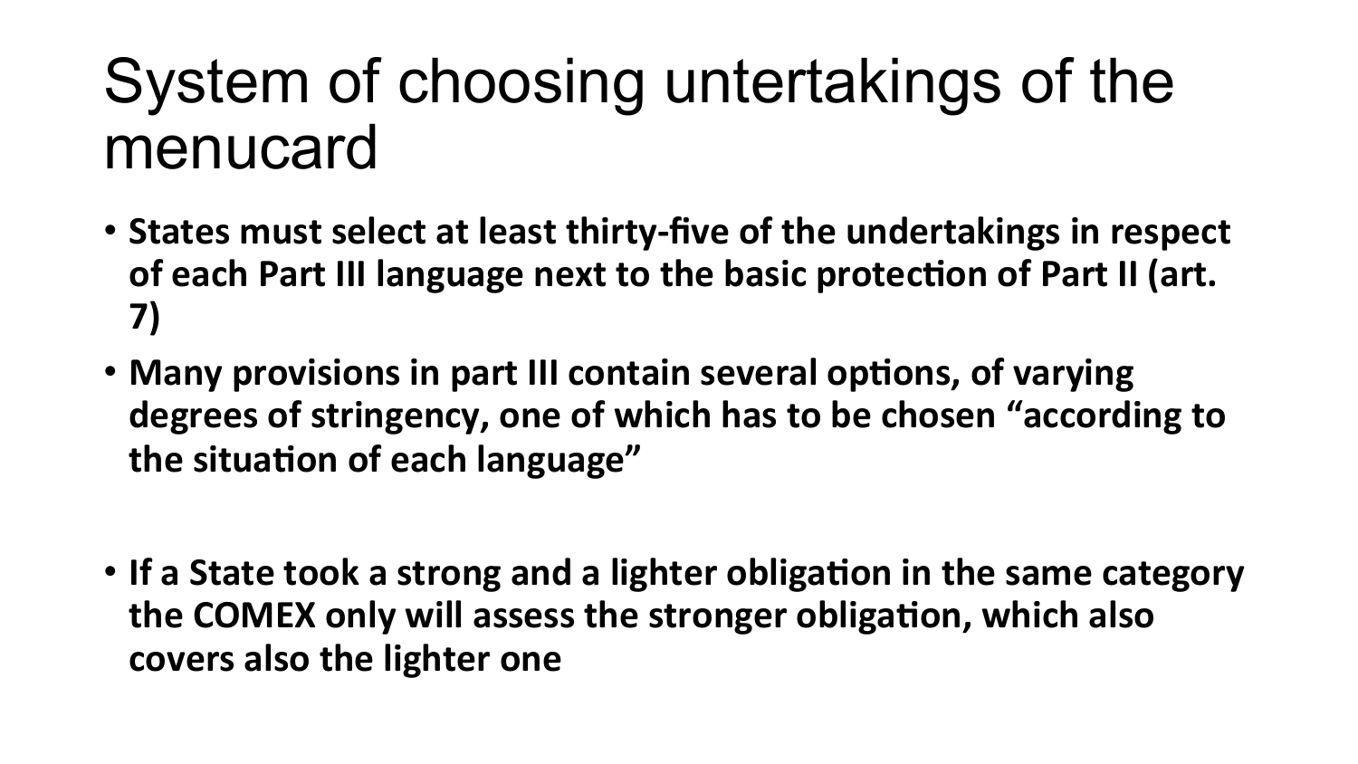# System of choosing untertakings of the menucard

- **States must select at least thirty-five of the undertakings in respect of each Part III language next to the basic protection of Part II (art. 7)**
- **Many provisions in part III contain several options, of varying degrees of stringency, one of which has to be chosen "according to the situation of each language"**
- **If a State took a strong and a lighter obligation in the same category the COMEX only will assess the stronger obligation, which also covers also the lighter one**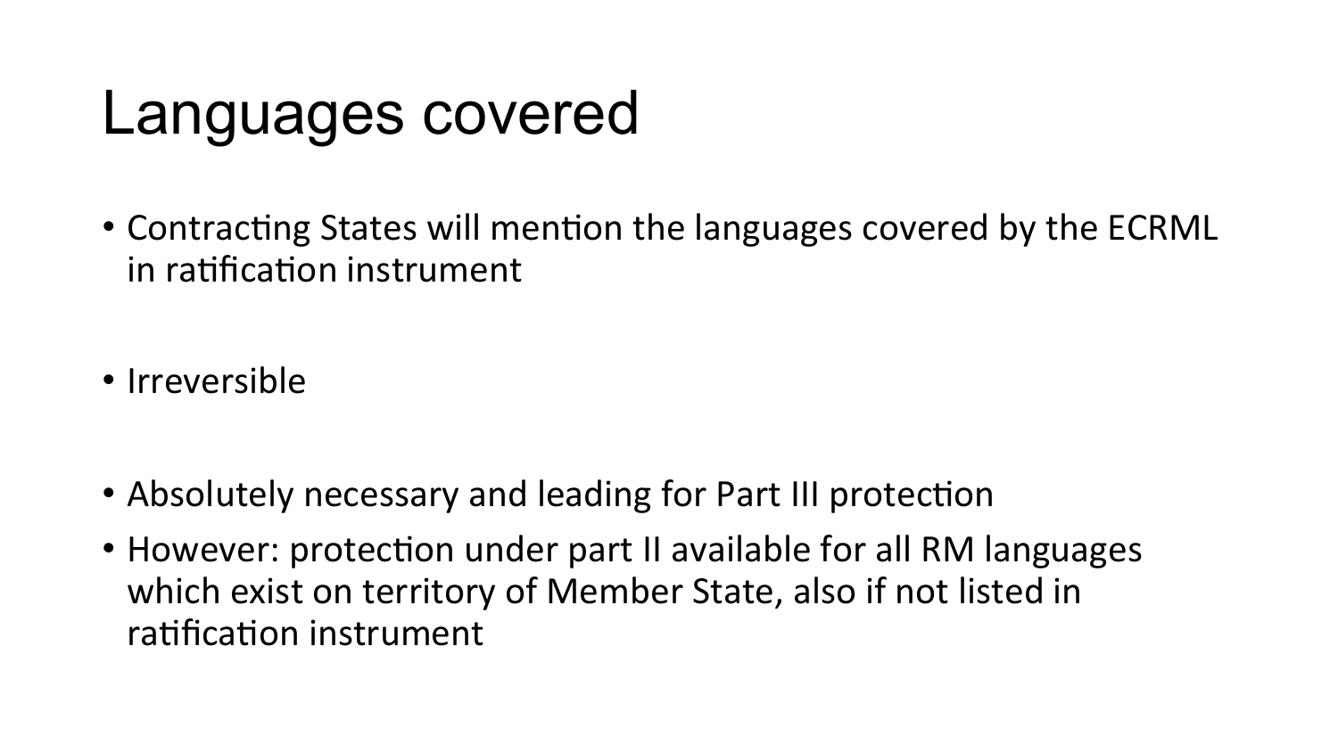# Languages covered

- Contracting States will mention the languages covered by the ECRML in ratification instrument

- Irreversible

- Absolutely necessary and leading for Part III protection
- However: protection under part II available for all RM languages which exist on territory of Member State, also if not listed in ratification instrument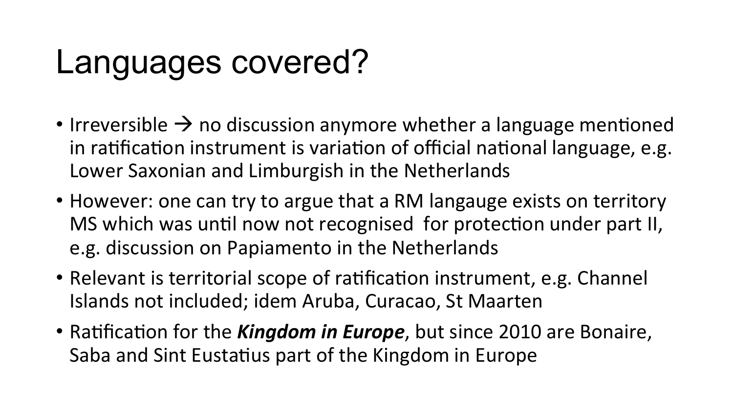# Languages covered?

- Irreversible → no discussion anymore whether a language mentioned in ratification instrument is variation of official national language, e.g. Lower Saxonian and Limburgish in the Netherlands
- However: one can try to argue that a RM langauge exists on territory MS which was until now not recognised for protection under part II, e.g. discussion on Papiamento in the Netherlands
- Relevant is territorial scope of ratification instrument, e.g. Channel Islands not included; idem Aruba, Curacao, St Maarten
- Ratification for the ***Kingdom in Europe***, but since 2010 are Bonaire, Saba and Sint Eustatius part of the Kingdom in Europe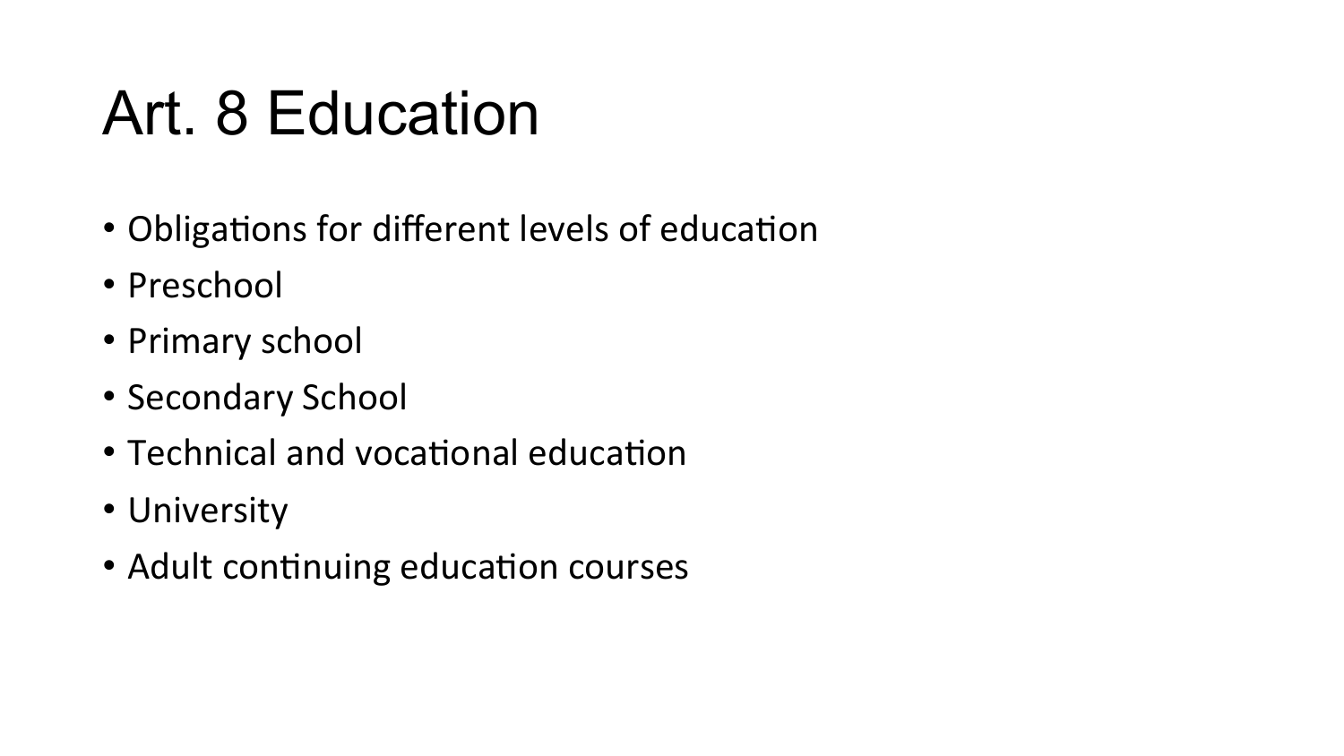# Art. 8 Education

- Obligations for different levels of education
- Preschool
- Primary school
- Secondary School
- Technical and vocational education
- University
- Adult continuing education courses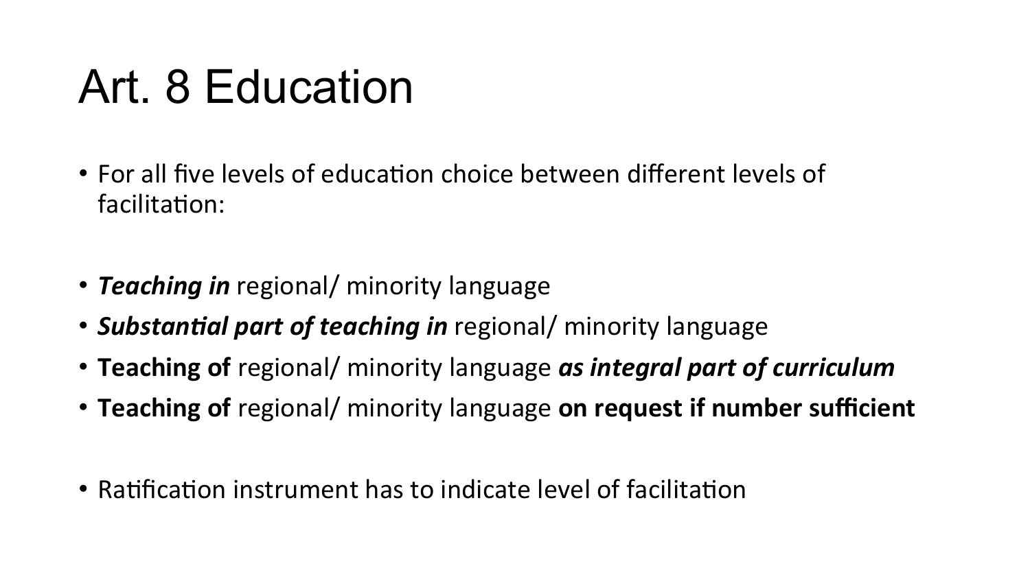# Art. 8 Education

- For all five levels of education choice between different levels of facilitation:

- ***Teaching in*** regional/ minority language
- ***Substantial part of teaching in*** regional/ minority language
- **Teaching of** regional/ minority language ***as integral part of curriculum***
- **Teaching of** regional/ minority language **on request if number sufficient**

- Ratification instrument has to indicate level of facilitation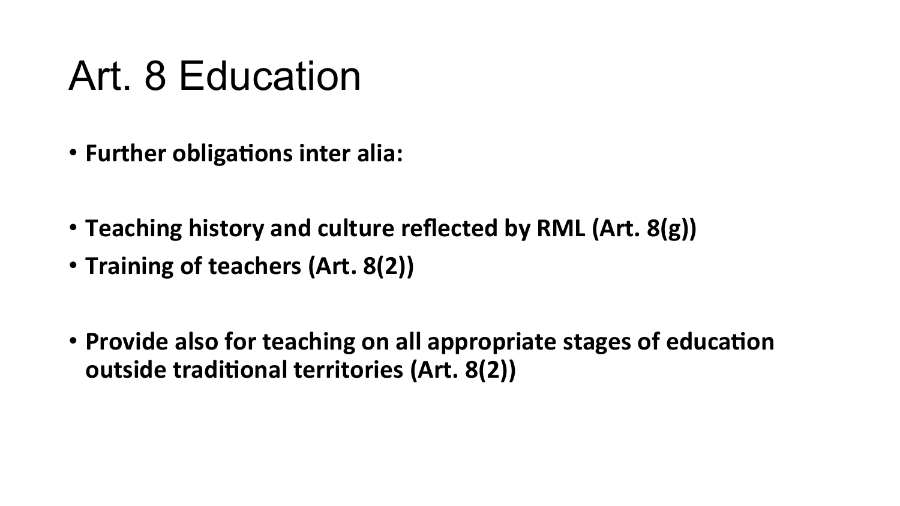# Art. 8 Education

- **Further obligations inter alia:**

- **Teaching history and culture reflected by RML (Art. 8(g))**
- **Training of teachers (Art. 8(2))**

- **Provide also for teaching on all appropriate stages of education outside traditional territories (Art. 8(2))**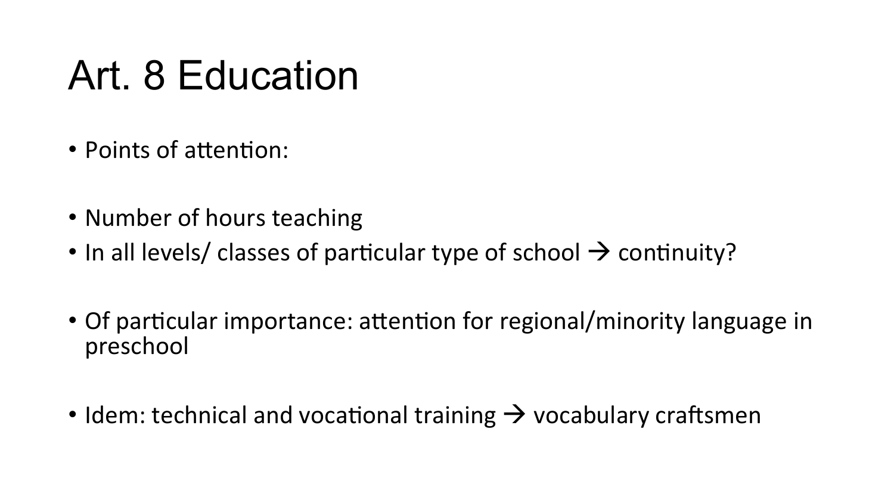# Art. 8 Education

- Points of attention:

- Number of hours teaching
- In all levels/ classes of particular type of school → continuity?

- Of particular importance: attention for regional/minority language in preschool

- Idem: technical and vocational training → vocabulary craftsmen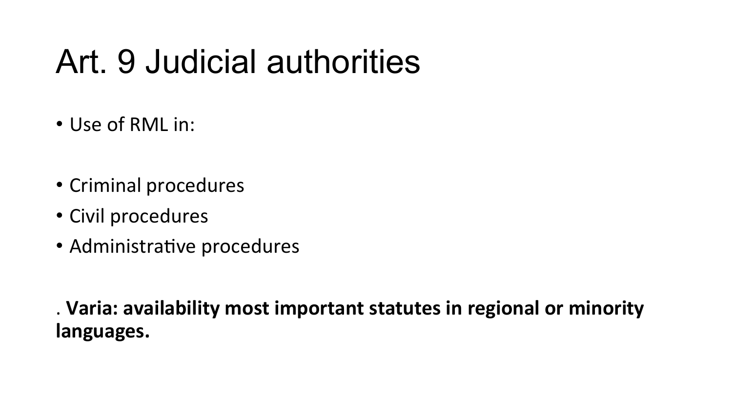# Art. 9 Judicial authorities

- Use of RML in:

- Criminal procedures
- Civil procedures
- Administrative procedures

. **Varia: availability most important statutes in regional or minority languages.**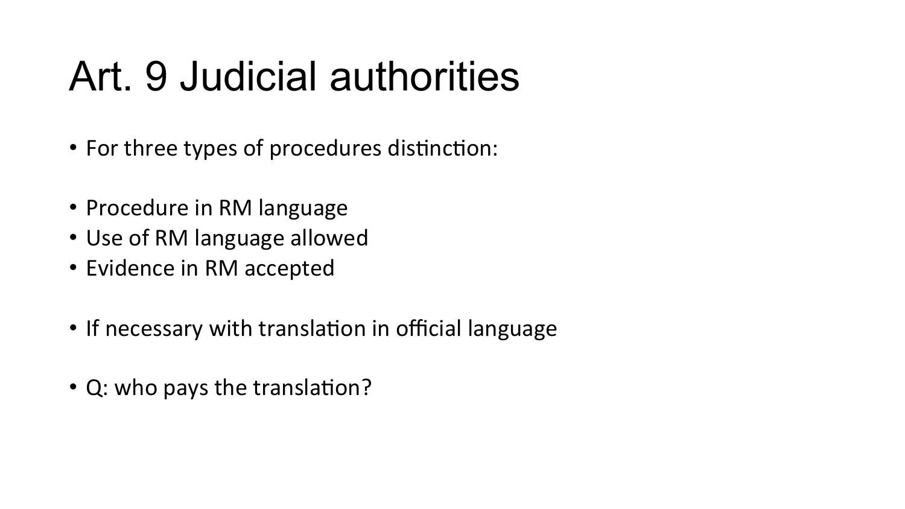# Art. 9 Judicial authorities

- For three types of procedures distinction:

- Procedure in RM language
- Use of RM language allowed
- Evidence in RM accepted

- If necessary with translation in official language

- Q: who pays the translation?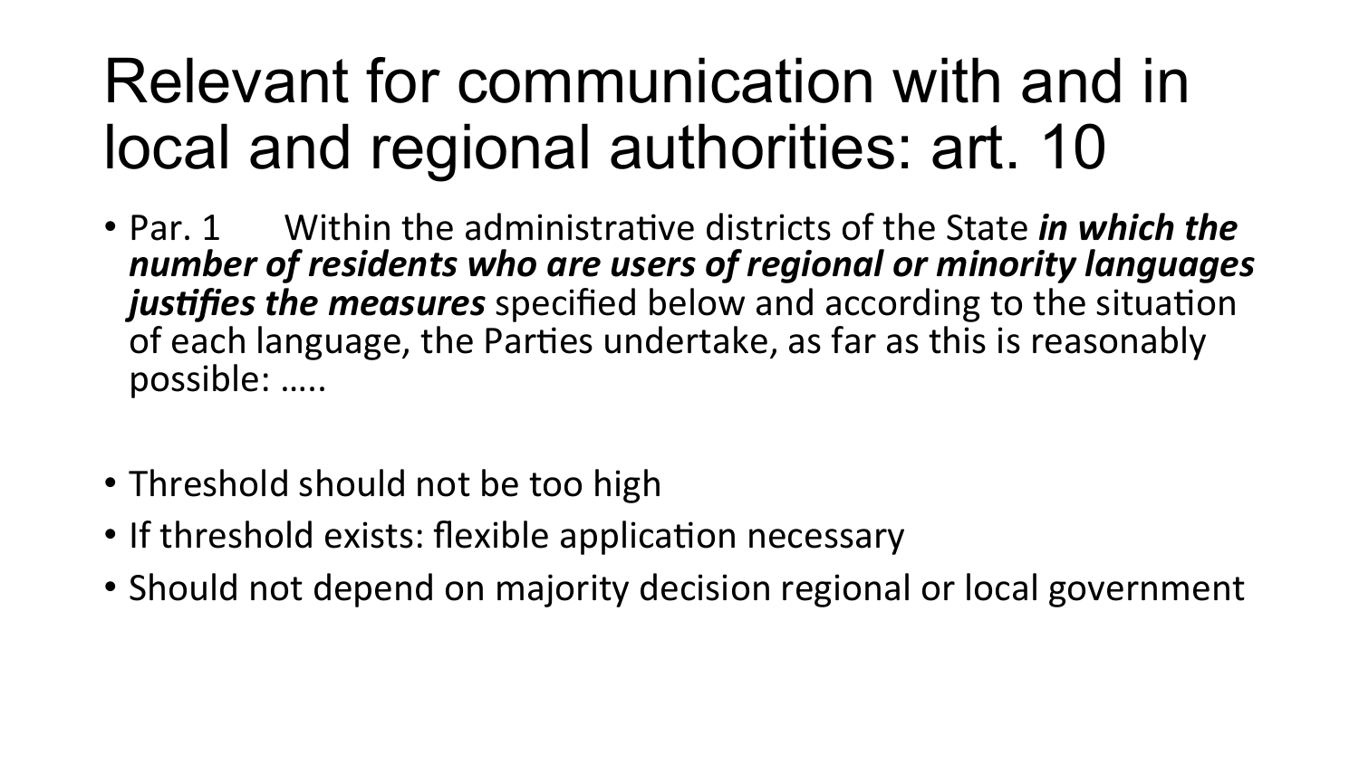# Relevant for communication with and in local and regional authorities: art. 10

- Par. 1 Within the administrative districts of the State ***in which the number of residents who are users of regional or minority languages justifies the measures*** specified below and according to the situation of each language, the Parties undertake, as far as this is reasonably possible: …..

- Threshold should not be too high
- If threshold exists: flexible application necessary
- Should not depend on majority decision regional or local government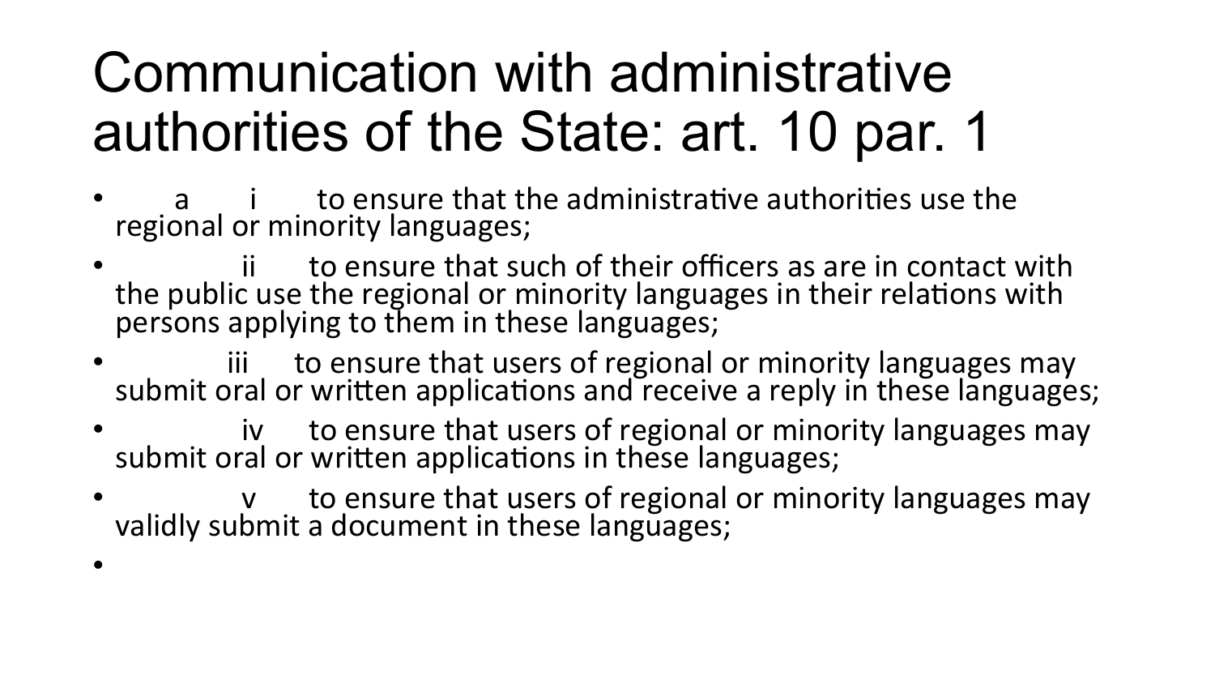# Communication with administrative authorities of the State: art. 10 par. 1

- a i to ensure that the administrative authorities use the regional or minority languages;
- ii to ensure that such of their officers as are in contact with the public use the regional or minority languages in their relations with persons applying to them in these languages;
- iii to ensure that users of regional or minority languages may submit oral or written applications and receive a reply in these languages;
- iv to ensure that users of regional or minority languages may submit oral or written applications in these languages;
- v to ensure that users of regional or minority languages may validly submit a document in these languages;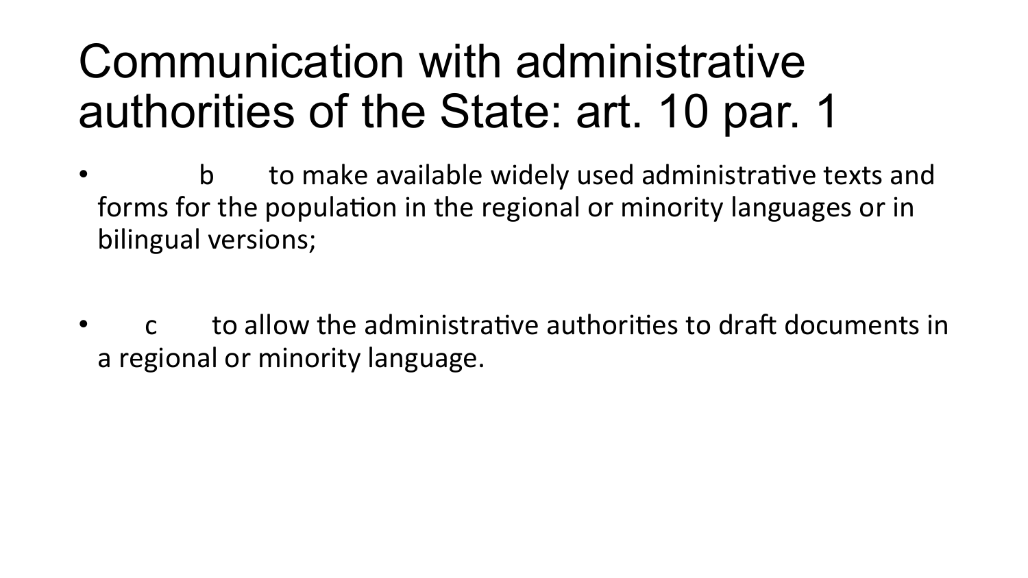# Communication with administrative authorities of the State: art. 10 par. 1

- b to make available widely used administrative texts and forms for the population in the regional or minority languages or in bilingual versions;

- c to allow the administrative authorities to draft documents in a regional or minority language.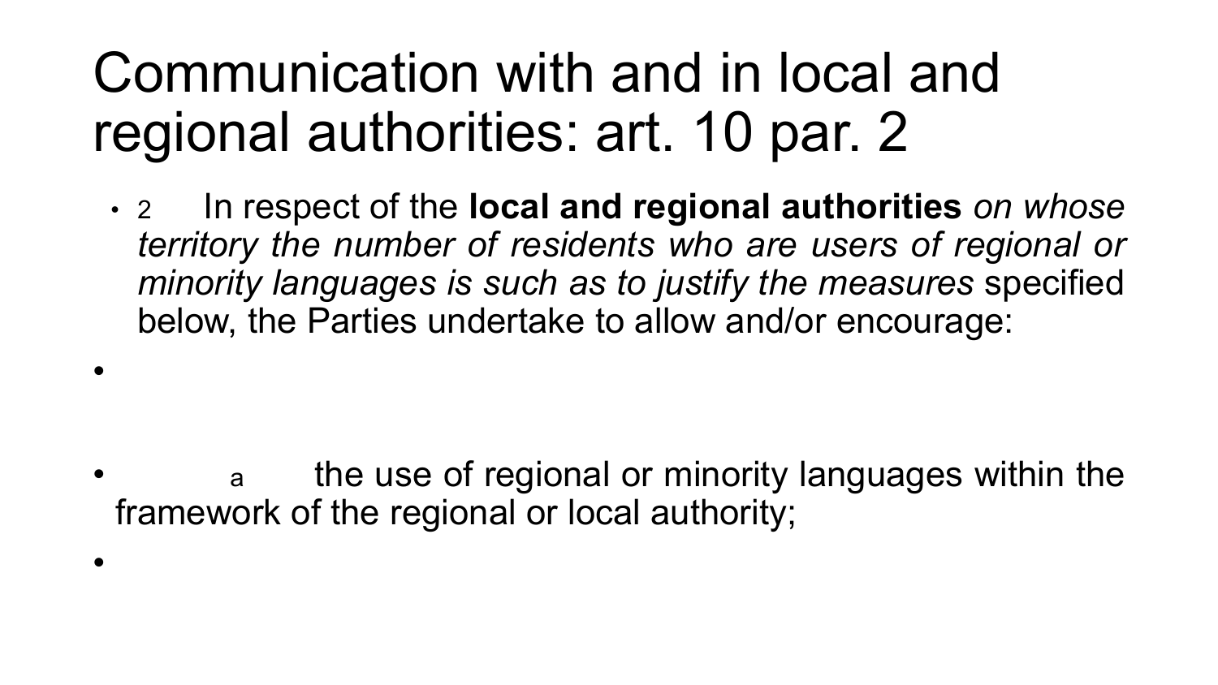# Communication with and in local and regional authorities: art. 10 par. 2

- 2 In respect of the **local and regional authorities** *on whose territory the number of residents who are users of regional or minority languages is such as to justify the measures* specified below, the Parties undertake to allow and/or encourage:

- a the use of regional or minority languages within the framework of the regional or local authority;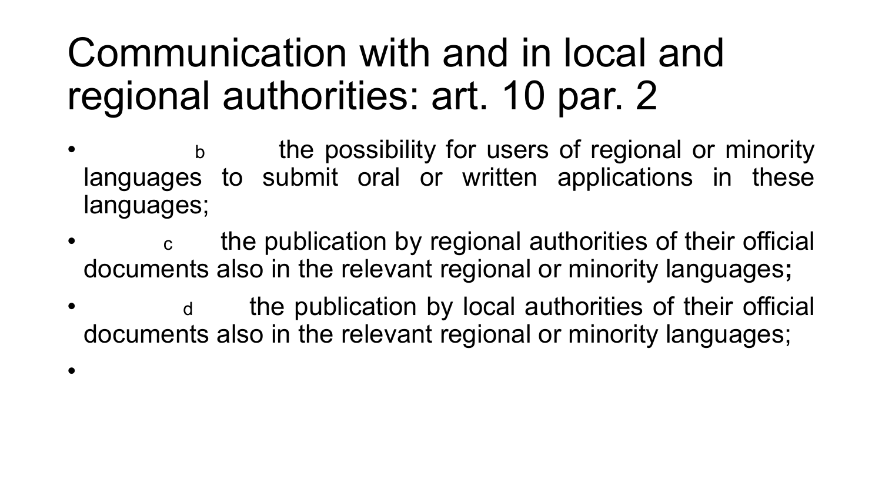# Communication with and in local and regional authorities: art. 10 par. 2

- b the possibility for users of regional or minority languages to submit oral or written applications in these languages;
- c the publication by regional authorities of their official documents also in the relevant regional or minority languages**;**
- d the publication by local authorities of their official documents also in the relevant regional or minority languages;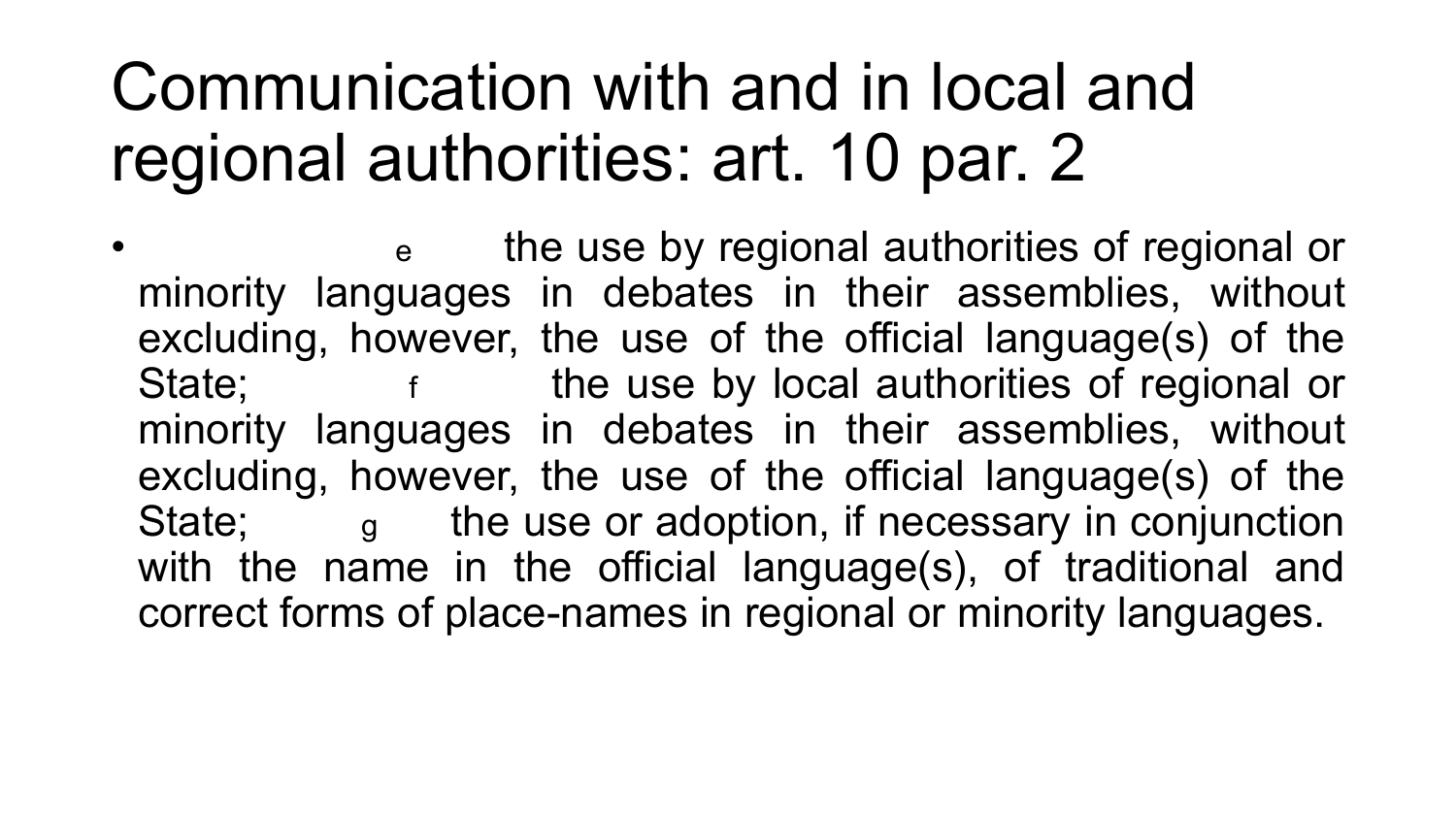# Communication with and in local and regional authorities: art. 10 par. 2

- e the use by regional authorities of regional or minority languages in debates in their assemblies, without excluding, however, the use of the official language(s) of the State; f the use by local authorities of regional or minority languages in debates in their assemblies, without excluding, however, the use of the official language(s) of the State; g the use or adoption, if necessary in conjunction with the name in the official language(s), of traditional and correct forms of place-names in regional or minority languages.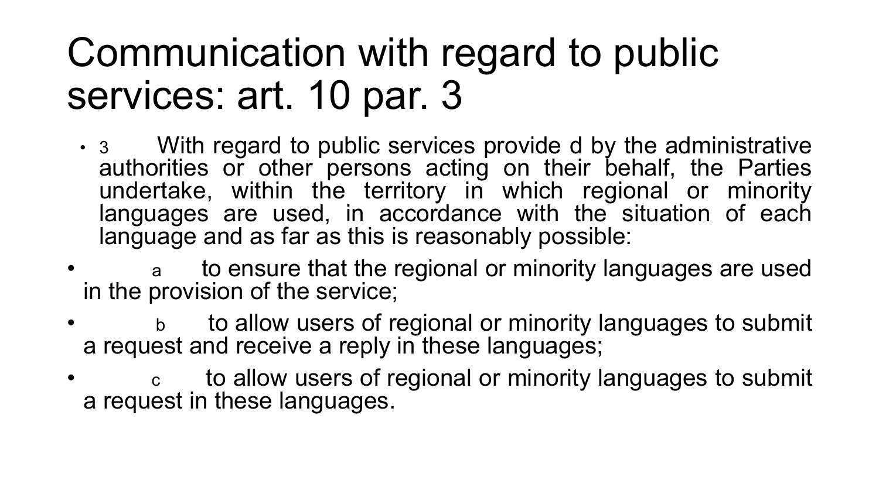# Communication with regard to public services: art. 10 par. 3

- 3 With regard to public services provide d by the administrative authorities or other persons acting on their behalf, the Parties undertake, within the territory in which regional or minority languages are used, in accordance with the situation of each language and as far as this is reasonably possible:
- a to ensure that the regional or minority languages are used in the provision of the service;
- b to allow users of regional or minority languages to submit a request and receive a reply in these languages;
- c to allow users of regional or minority languages to submit a request in these languages.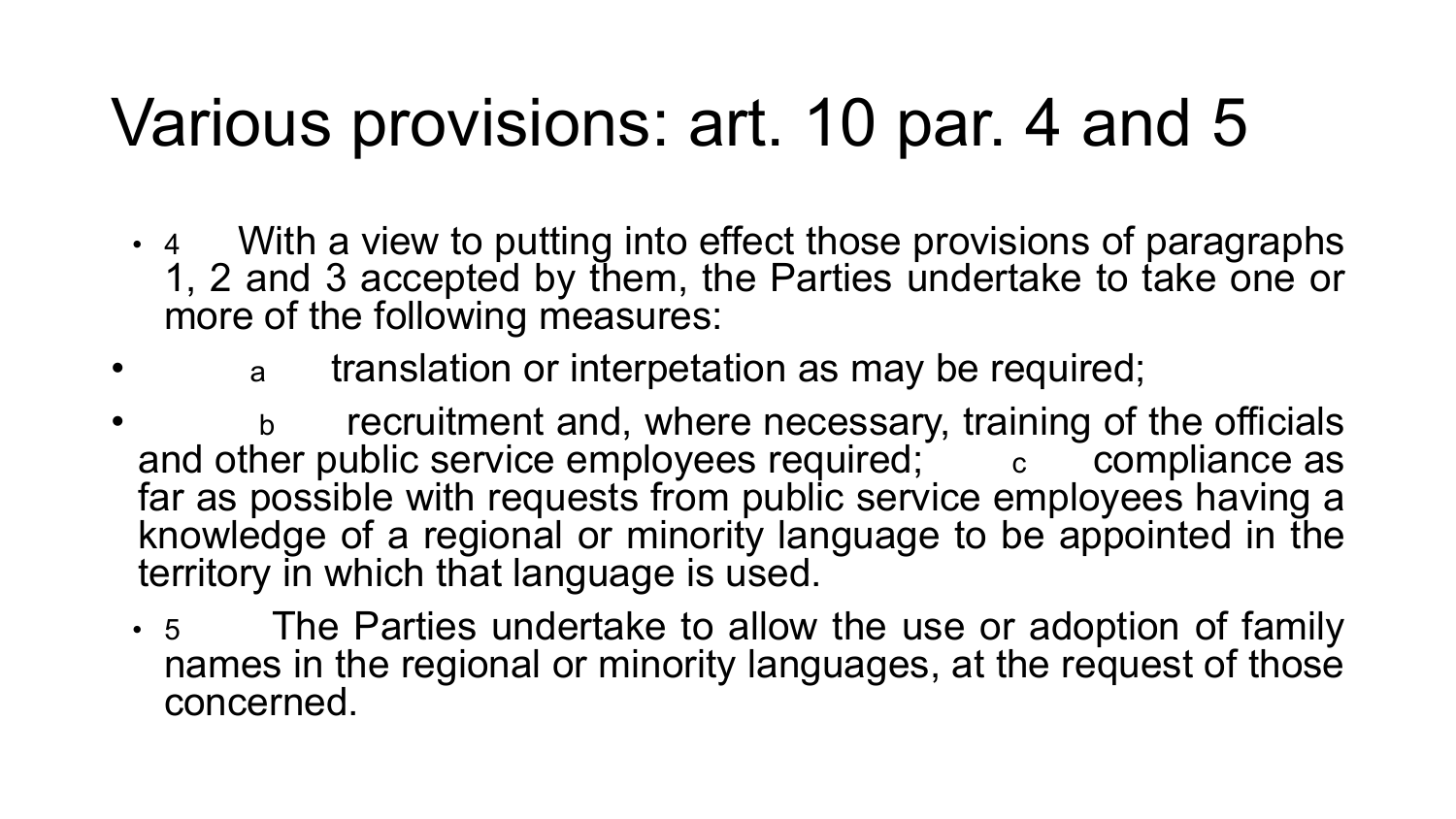# Various provisions: art. 10 par. 4 and 5

- 4 With a view to putting into effect those provisions of paragraphs 1, 2 and 3 accepted by them, the Parties undertake to take one or more of the following measures:
- a translation or interpetation as may be required;
- b recruitment and, where necessary, training of the officials and other public service employees required; c compliance as far as possible with requests from public service employees having a knowledge of a regional or minority language to be appointed in the territory in which that language is used.
- 5 The Parties undertake to allow the use or adoption of family names in the regional or minority languages, at the request of those concerned.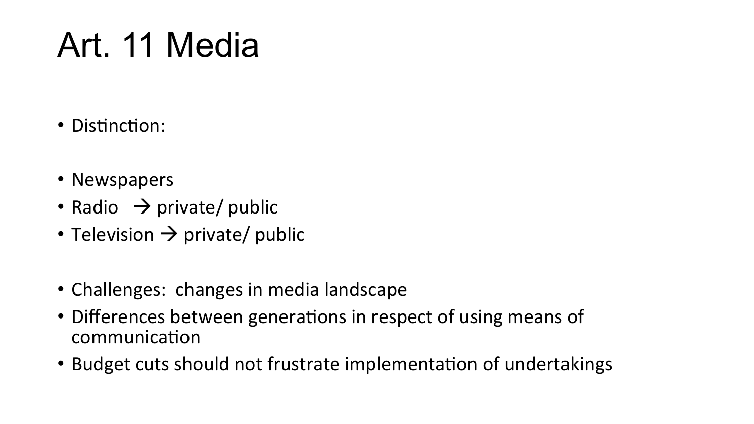# Art. 11 Media

- Distinction:

- Newspapers
- Radio → private/ public
- Television → private/ public

- Challenges: changes in media landscape
- Differences between generations in respect of using means of communication
- Budget cuts should not frustrate implementation of undertakings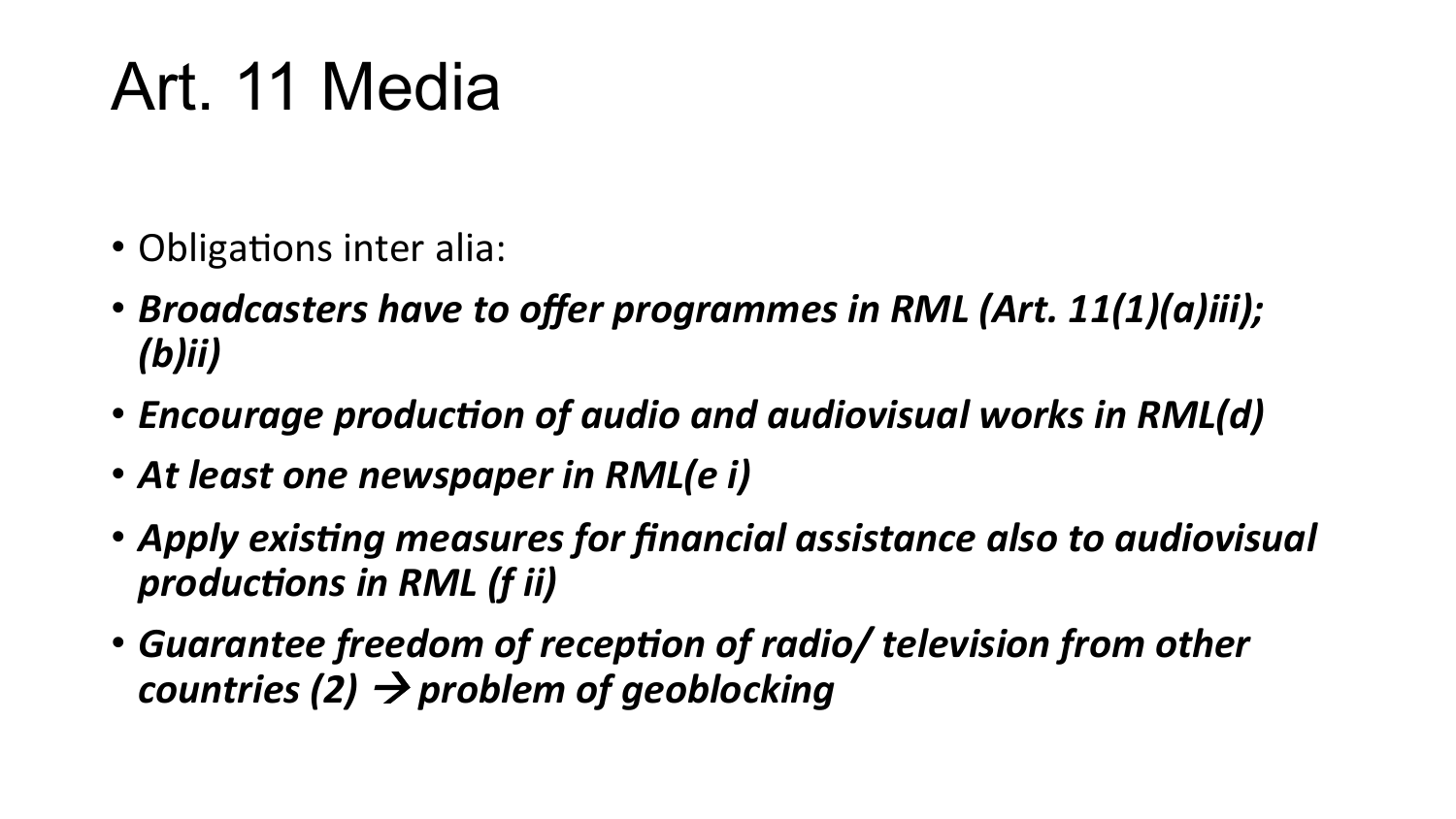# Art. 11 Media

- Obligations inter alia:
- ***Broadcasters have to offer programmes in RML (Art. 11(1)(a)iii); (b)ii)***
- ***Encourage production of audio and audiovisual works in RML(d)***
- ***At least one newspaper in RML(e i)***
- ***Apply existing measures for financial assistance also to audiovisual productions in RML (f ii)***
- ***Guarantee freedom of reception of radio/ television from other countries (2) → problem of geoblocking***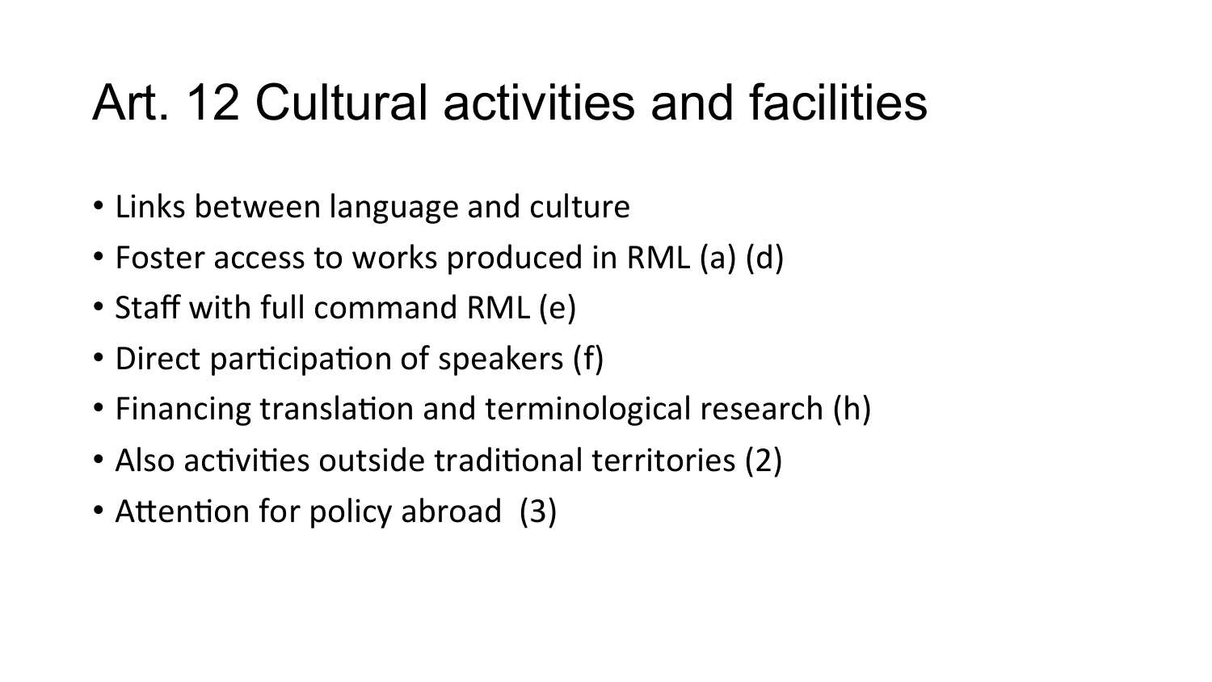# Art. 12 Cultural activities and facilities

- Links between language and culture
- Foster access to works produced in RML (a) (d)
- Staff with full command RML (e)
- Direct participation of speakers (f)
- Financing translation and terminological research (h)
- Also activities outside traditional territories (2)
- Attention for policy abroad (3)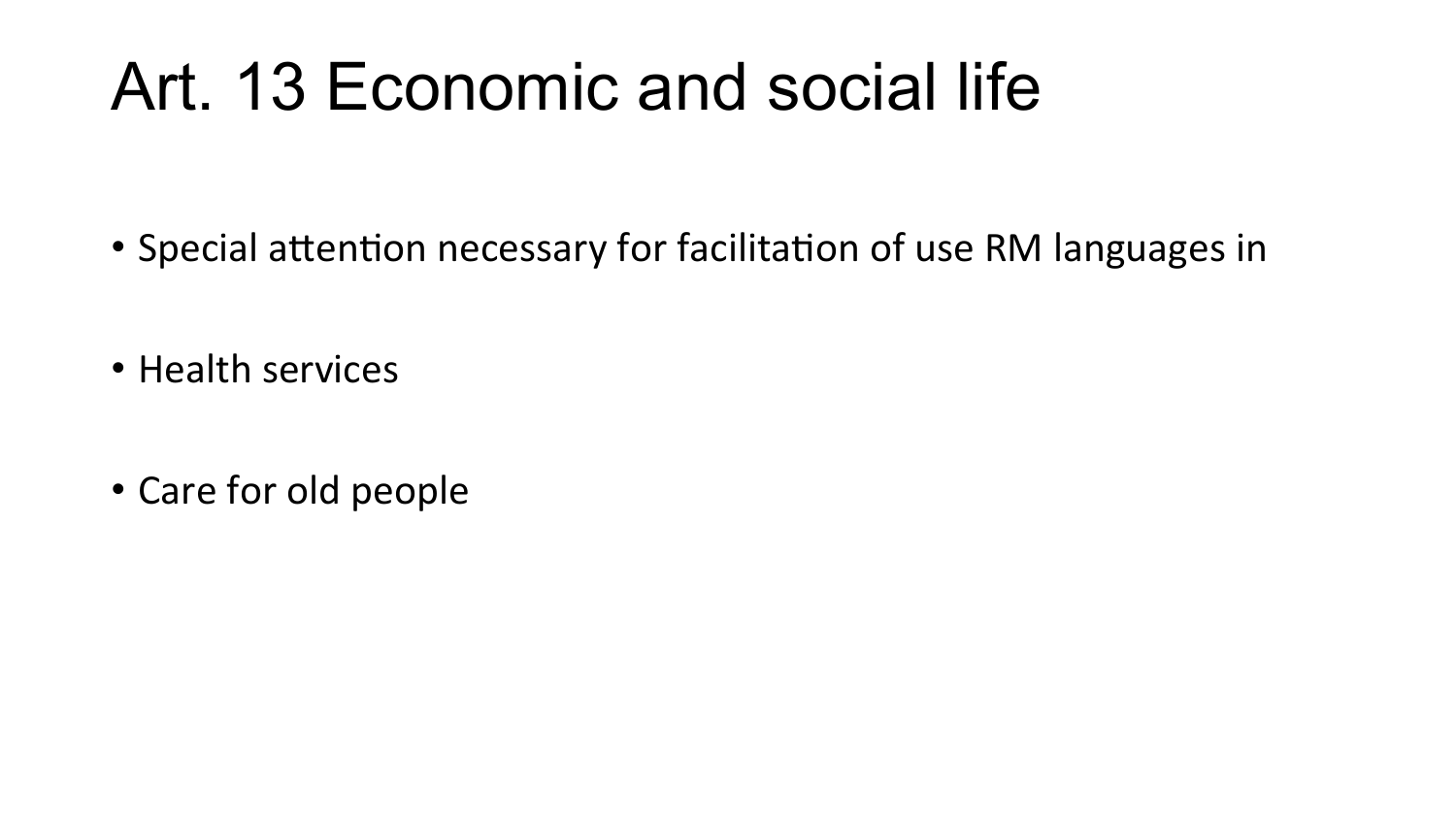# Art. 13 Economic and social life

- Special attention necessary for facilitation of use RM languages in
- Health services
- Care for old people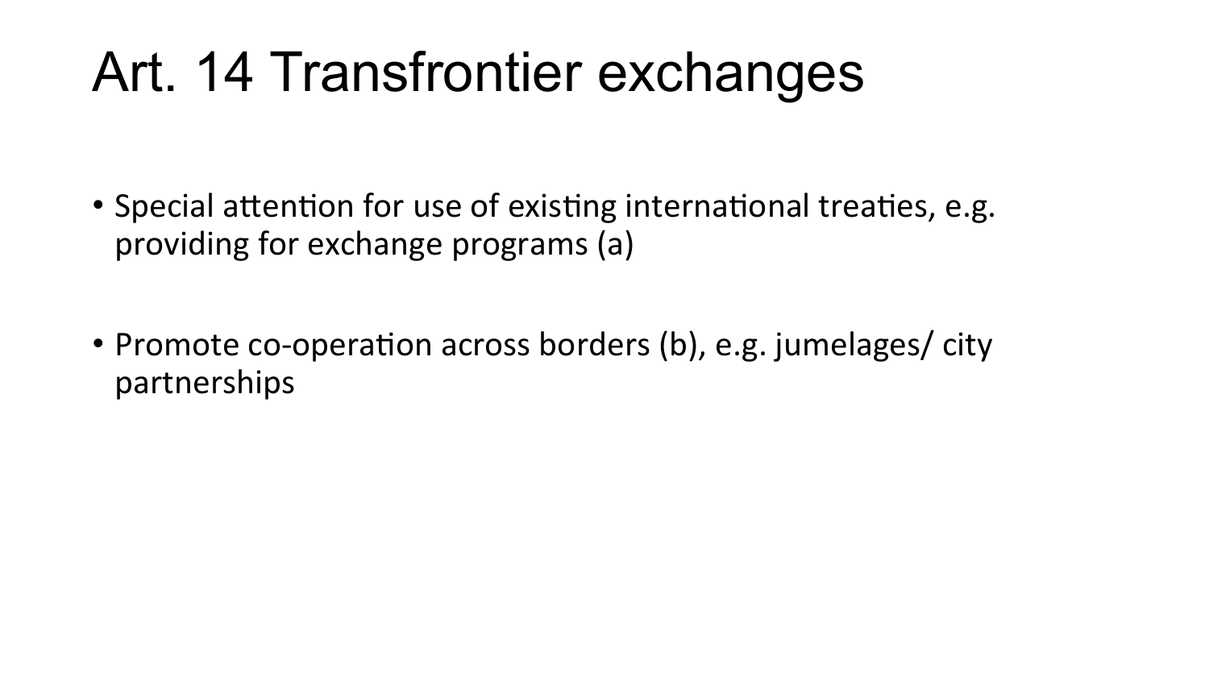# Art. 14 Transfrontier exchanges

- Special attention for use of existing international treaties, e.g. providing for exchange programs (a)
- Promote co-operation across borders (b), e.g. jumelages/ city partnerships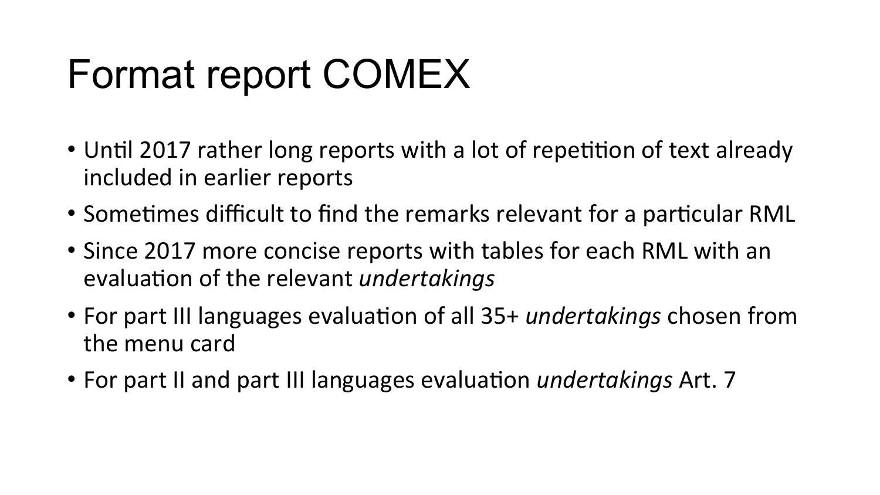# Format report COMEX

- Until 2017 rather long reports with a lot of repetition of text already included in earlier reports
- Sometimes difficult to find the remarks relevant for a particular RML
- Since 2017 more concise reports with tables for each RML with an evaluation of the relevant *undertakings*
- For part III languages evaluation of all 35+ *undertakings* chosen from the menu card
- For part II and part III languages evaluation *undertakings* Art. 7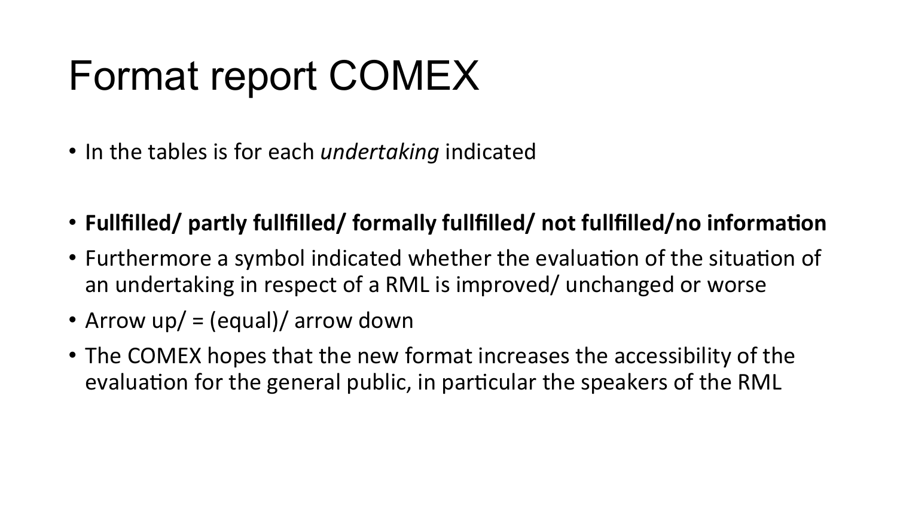# Format report COMEX

- In the tables is for each *undertaking* indicated

- **Fullfilled/ partly fullfilled/ formally fullfilled/ not fullfilled/no information**
- Furthermore a symbol indicated whether the evaluation of the situation of an undertaking in respect of a RML is improved/ unchanged or worse
- Arrow up/ = (equal)/ arrow down
- The COMEX hopes that the new format increases the accessibility of the evaluation for the general public, in particular the speakers of the RML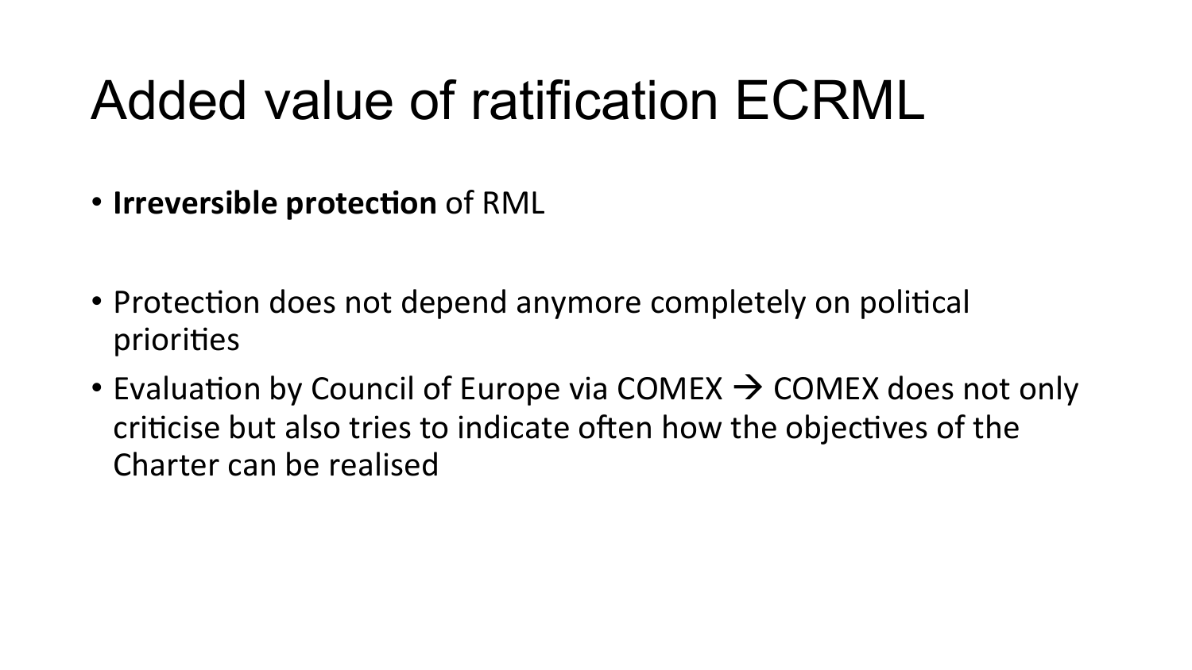# Added value of ratification ECRML

- **Irreversible protection** of RML

- Protection does not depend anymore completely on political priorities
- Evaluation by Council of Europe via COMEX → COMEX does not only criticise but also tries to indicate often how the objectives of the Charter can be realised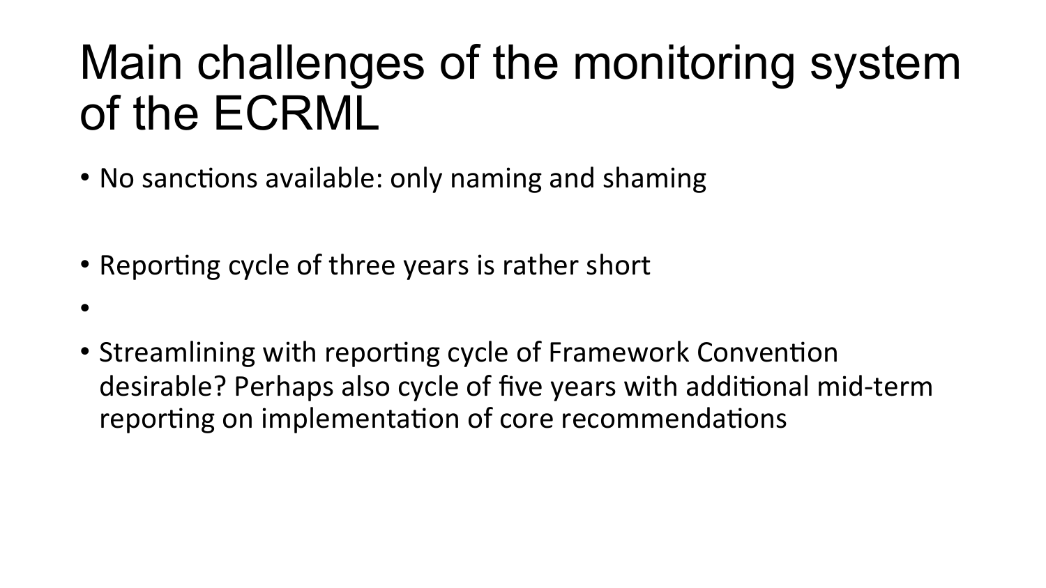# Main challenges of the monitoring system of the ECRML

- No sanctions available: only naming and shaming
- Reporting cycle of three years is rather short
- 
- Streamlining with reporting cycle of Framework Convention desirable? Perhaps also cycle of five years with additional mid-term reporting on implementation of core recommendations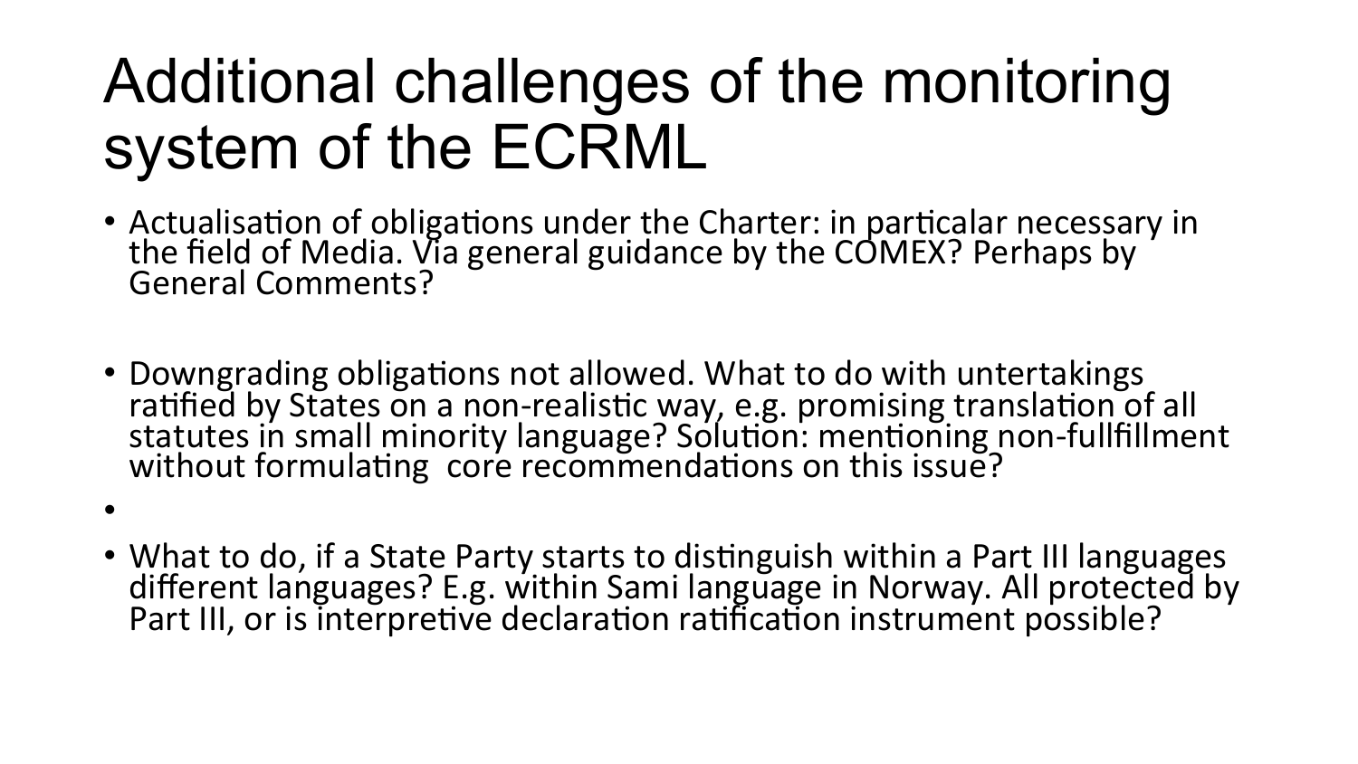# Additional challenges of the monitoring system of the ECRML

- Actualisation of obligations under the Charter: in particalar necessary in the field of Media. Via general guidance by the COMEX? Perhaps by General Comments?

- Downgrading obligations not allowed. What to do with untertakings ratified by States on a non-realistic way, e.g. promising translation of all statutes in small minority language? Solution: mentioning non-fullfillment without formulating core recommendations on this issue?

- 

- What to do, if a State Party starts to distinguish within a Part III languages different languages? E.g. within Sami language in Norway. All protected by Part III, or is interpretive declaration ratification instrument possible?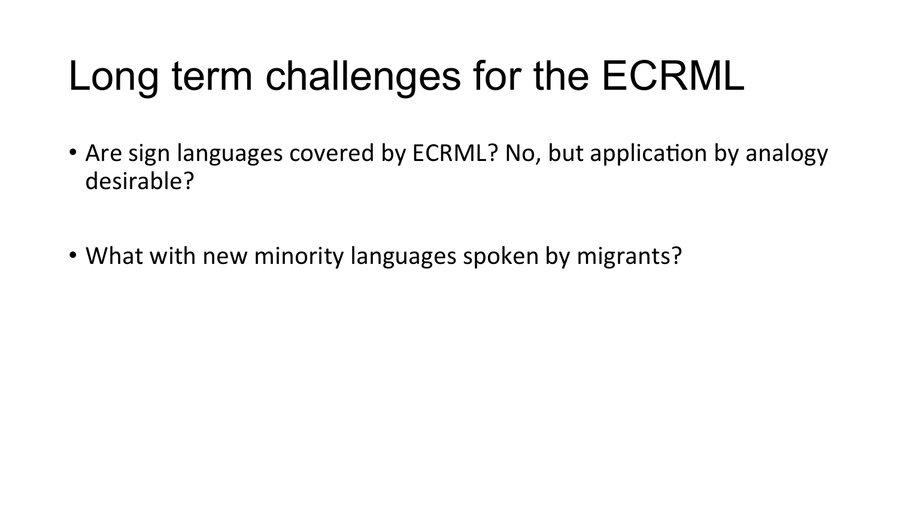# Long term challenges for the ECRML

- Are sign languages covered by ECRML? No, but application by analogy desirable?

- What with new minority languages spoken by migrants?